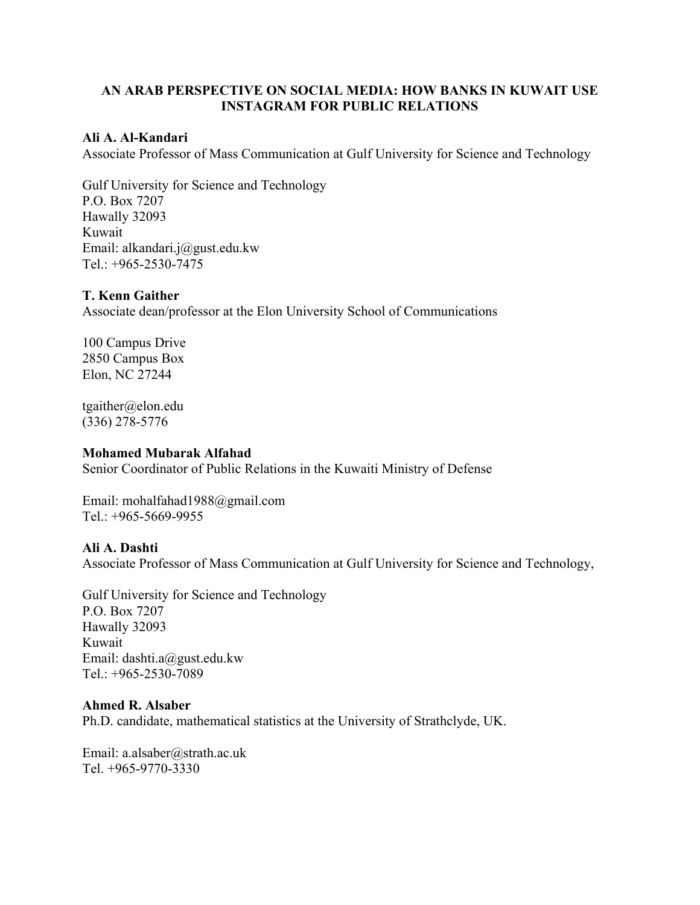# AN ARAB PERSPECTIVE ON SOCIAL MEDIA: HOW BANKS IN KUWAIT USE INSTAGRAM FOR PUBLIC RELATIONS

**Ali A. Al-Kandari**
Associate Professor of Mass Communication at Gulf University for Science and Technology

Gulf University for Science and Technology
P.O. Box 7207
Hawally 32093
Kuwait
Email: alkandari.j@gust.edu.kw
Tel.: +965-2530-7475

**T. Kenn Gaither**
Associate dean/professor at the Elon University School of Communications

100 Campus Drive
2850 Campus Box
Elon, NC 27244

tgaither@elon.edu
(336) 278-5776

**Mohamed Mubarak Alfahad**
Senior Coordinator of Public Relations in the Kuwaiti Ministry of Defense

Email: mohalfahad1988@gmail.com
Tel.: +965-5669-9955

**Ali A. Dashti**
Associate Professor of Mass Communication at Gulf University for Science and Technology,

Gulf University for Science and Technology
P.O. Box 7207
Hawally 32093
Kuwait
Email: dashti.a@gust.edu.kw
Tel.: +965-2530-7089

**Ahmed R. Alsaber**
Ph.D. candidate, mathematical statistics at the University of Strathclyde, UK.

Email: a.alsaber@strath.ac.uk
Tel. +965-9770-3330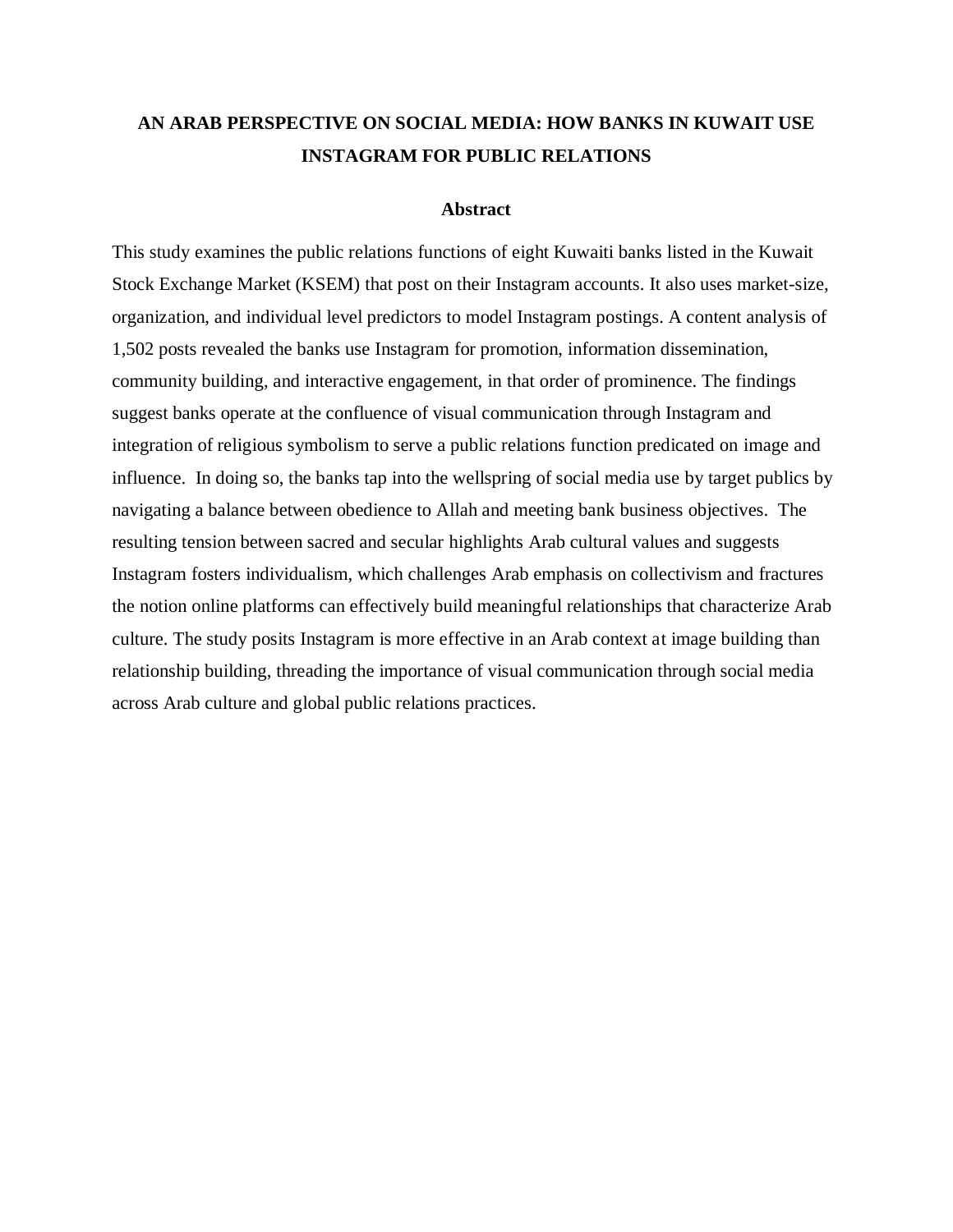# AN ARAB PERSPECTIVE ON SOCIAL MEDIA: HOW BANKS IN KUWAIT USE INSTAGRAM FOR PUBLIC RELATIONS

## Abstract

This study examines the public relations functions of eight Kuwaiti banks listed in the Kuwait Stock Exchange Market (KSEM) that post on their Instagram accounts. It also uses market-size, organization, and individual level predictors to model Instagram postings. A content analysis of 1,502 posts revealed the banks use Instagram for promotion, information dissemination, community building, and interactive engagement, in that order of prominence. The findings suggest banks operate at the confluence of visual communication through Instagram and integration of religious symbolism to serve a public relations function predicated on image and influence. In doing so, the banks tap into the wellspring of social media use by target publics by navigating a balance between obedience to Allah and meeting bank business objectives. The resulting tension between sacred and secular highlights Arab cultural values and suggests Instagram fosters individualism, which challenges Arab emphasis on collectivism and fractures the notion online platforms can effectively build meaningful relationships that characterize Arab culture. The study posits Instagram is more effective in an Arab context at image building than relationship building, threading the importance of visual communication through social media across Arab culture and global public relations practices.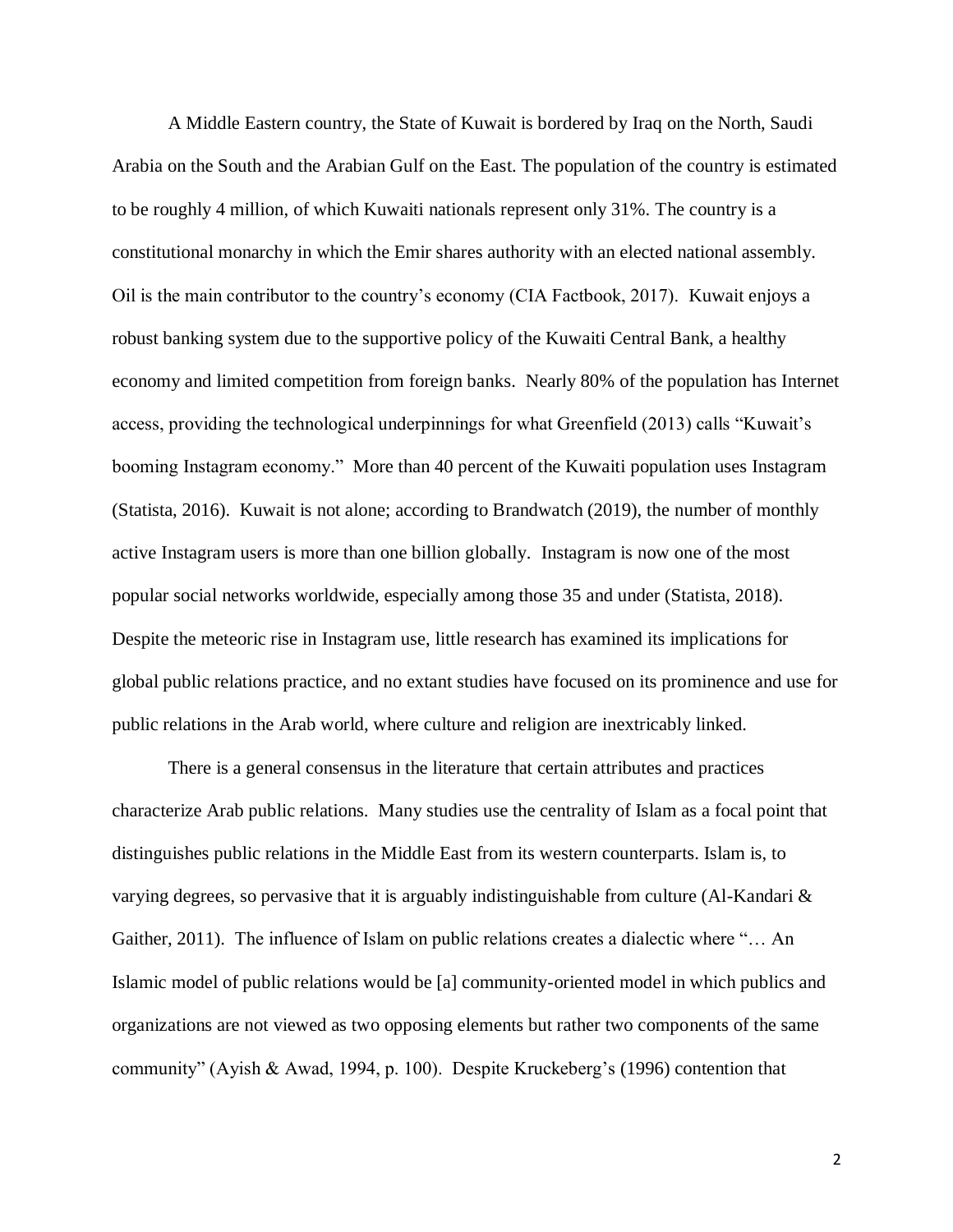A Middle Eastern country, the State of Kuwait is bordered by Iraq on the North, Saudi Arabia on the South and the Arabian Gulf on the East. The population of the country is estimated to be roughly 4 million, of which Kuwaiti nationals represent only 31%. The country is a constitutional monarchy in which the Emir shares authority with an elected national assembly. Oil is the main contributor to the country's economy (CIA Factbook, 2017). Kuwait enjoys a robust banking system due to the supportive policy of the Kuwaiti Central Bank, a healthy economy and limited competition from foreign banks. Nearly 80% of the population has Internet access, providing the technological underpinnings for what Greenfield (2013) calls "Kuwait's booming Instagram economy." More than 40 percent of the Kuwaiti population uses Instagram (Statista, 2016). Kuwait is not alone; according to Brandwatch (2019), the number of monthly active Instagram users is more than one billion globally. Instagram is now one of the most popular social networks worldwide, especially among those 35 and under (Statista, 2018). Despite the meteoric rise in Instagram use, little research has examined its implications for global public relations practice, and no extant studies have focused on its prominence and use for public relations in the Arab world, where culture and religion are inextricably linked.

There is a general consensus in the literature that certain attributes and practices characterize Arab public relations. Many studies use the centrality of Islam as a focal point that distinguishes public relations in the Middle East from its western counterparts. Islam is, to varying degrees, so pervasive that it is arguably indistinguishable from culture (Al-Kandari & Gaither, 2011). The influence of Islam on public relations creates a dialectic where "… An Islamic model of public relations would be [a] community-oriented model in which publics and organizations are not viewed as two opposing elements but rather two components of the same community" (Ayish & Awad, 1994, p. 100). Despite Kruckeberg's (1996) contention that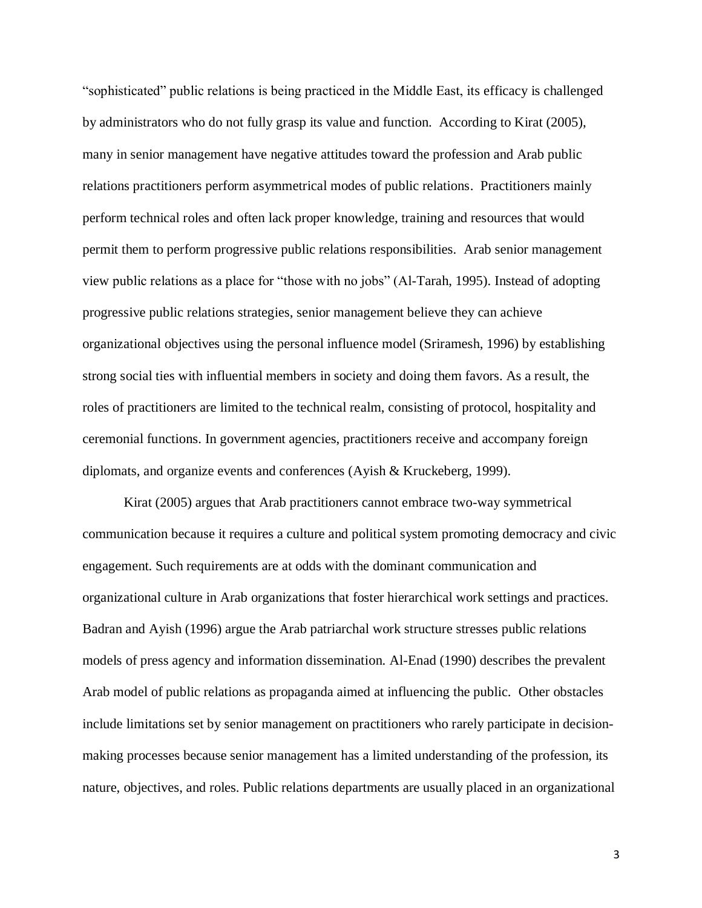"sophisticated" public relations is being practiced in the Middle East, its efficacy is challenged by administrators who do not fully grasp its value and function. According to Kirat (2005), many in senior management have negative attitudes toward the profession and Arab public relations practitioners perform asymmetrical modes of public relations. Practitioners mainly perform technical roles and often lack proper knowledge, training and resources that would permit them to perform progressive public relations responsibilities. Arab senior management view public relations as a place for "those with no jobs" (Al-Tarah, 1995). Instead of adopting progressive public relations strategies, senior management believe they can achieve organizational objectives using the personal influence model (Sriramesh, 1996) by establishing strong social ties with influential members in society and doing them favors. As a result, the roles of practitioners are limited to the technical realm, consisting of protocol, hospitality and ceremonial functions. In government agencies, practitioners receive and accompany foreign diplomats, and organize events and conferences (Ayish & Kruckeberg, 1999).

Kirat (2005) argues that Arab practitioners cannot embrace two-way symmetrical communication because it requires a culture and political system promoting democracy and civic engagement. Such requirements are at odds with the dominant communication and organizational culture in Arab organizations that foster hierarchical work settings and practices. Badran and Ayish (1996) argue the Arab patriarchal work structure stresses public relations models of press agency and information dissemination. Al-Enad (1990) describes the prevalent Arab model of public relations as propaganda aimed at influencing the public. Other obstacles include limitations set by senior management on practitioners who rarely participate in decision-making processes because senior management has a limited understanding of the profession, its nature, objectives, and roles. Public relations departments are usually placed in an organizational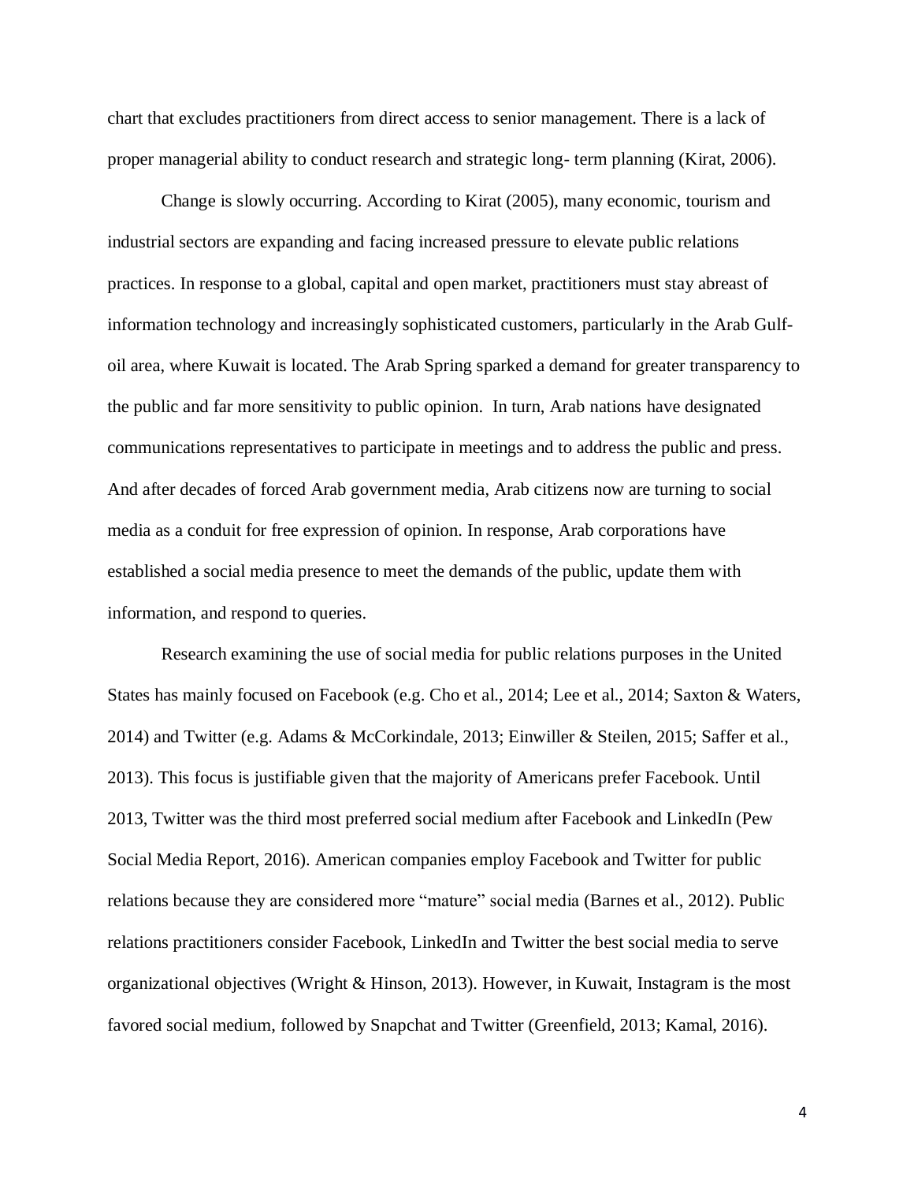chart that excludes practitioners from direct access to senior management. There is a lack of proper managerial ability to conduct research and strategic long- term planning (Kirat, 2006).

Change is slowly occurring. According to Kirat (2005), many economic, tourism and industrial sectors are expanding and facing increased pressure to elevate public relations practices. In response to a global, capital and open market, practitioners must stay abreast of information technology and increasingly sophisticated customers, particularly in the Arab Gulf-oil area, where Kuwait is located. The Arab Spring sparked a demand for greater transparency to the public and far more sensitivity to public opinion. In turn, Arab nations have designated communications representatives to participate in meetings and to address the public and press. And after decades of forced Arab government media, Arab citizens now are turning to social media as a conduit for free expression of opinion. In response, Arab corporations have established a social media presence to meet the demands of the public, update them with information, and respond to queries.

Research examining the use of social media for public relations purposes in the United States has mainly focused on Facebook (e.g. Cho et al., 2014; Lee et al., 2014; Saxton & Waters, 2014) and Twitter (e.g. Adams & McCorkindale, 2013; Einwiller & Steilen, 2015; Saffer et al., 2013). This focus is justifiable given that the majority of Americans prefer Facebook. Until 2013, Twitter was the third most preferred social medium after Facebook and LinkedIn (Pew Social Media Report, 2016). American companies employ Facebook and Twitter for public relations because they are considered more "mature" social media (Barnes et al., 2012). Public relations practitioners consider Facebook, LinkedIn and Twitter the best social media to serve organizational objectives (Wright & Hinson, 2013). However, in Kuwait, Instagram is the most favored social medium, followed by Snapchat and Twitter (Greenfield, 2013; Kamal, 2016).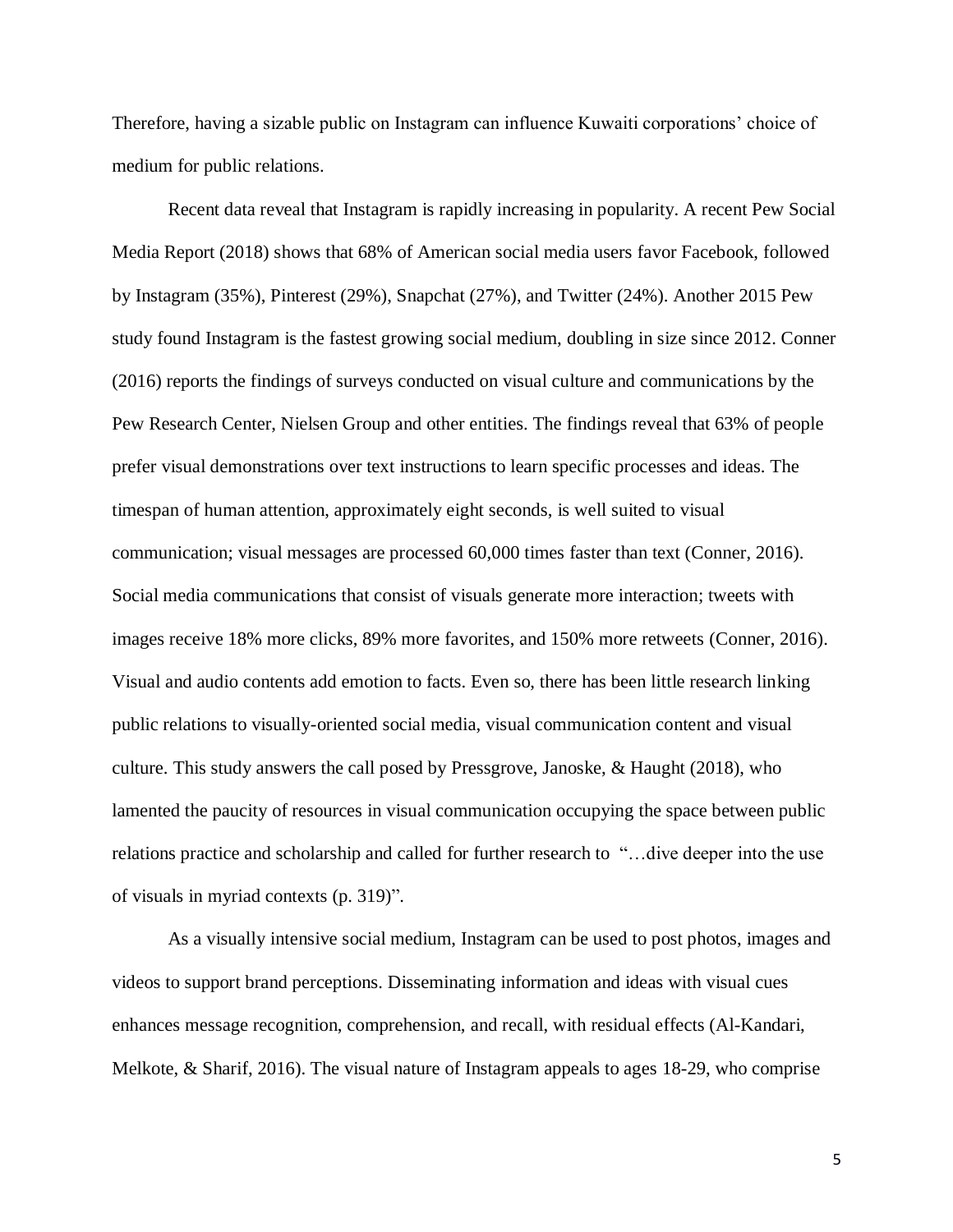Therefore, having a sizable public on Instagram can influence Kuwaiti corporations' choice of medium for public relations.

Recent data reveal that Instagram is rapidly increasing in popularity. A recent Pew Social Media Report (2018) shows that 68% of American social media users favor Facebook, followed by Instagram (35%), Pinterest (29%), Snapchat (27%), and Twitter (24%). Another 2015 Pew study found Instagram is the fastest growing social medium, doubling in size since 2012. Conner (2016) reports the findings of surveys conducted on visual culture and communications by the Pew Research Center, Nielsen Group and other entities. The findings reveal that 63% of people prefer visual demonstrations over text instructions to learn specific processes and ideas. The timespan of human attention, approximately eight seconds, is well suited to visual communication; visual messages are processed 60,000 times faster than text (Conner, 2016). Social media communications that consist of visuals generate more interaction; tweets with images receive 18% more clicks, 89% more favorites, and 150% more retweets (Conner, 2016). Visual and audio contents add emotion to facts. Even so, there has been little research linking public relations to visually-oriented social media, visual communication content and visual culture. This study answers the call posed by Pressgrove, Janoske, & Haught (2018), who lamented the paucity of resources in visual communication occupying the space between public relations practice and scholarship and called for further research to "…dive deeper into the use of visuals in myriad contexts (p. 319)".

As a visually intensive social medium, Instagram can be used to post photos, images and videos to support brand perceptions. Disseminating information and ideas with visual cues enhances message recognition, comprehension, and recall, with residual effects (Al-Kandari, Melkote, & Sharif, 2016). The visual nature of Instagram appeals to ages 18-29, who comprise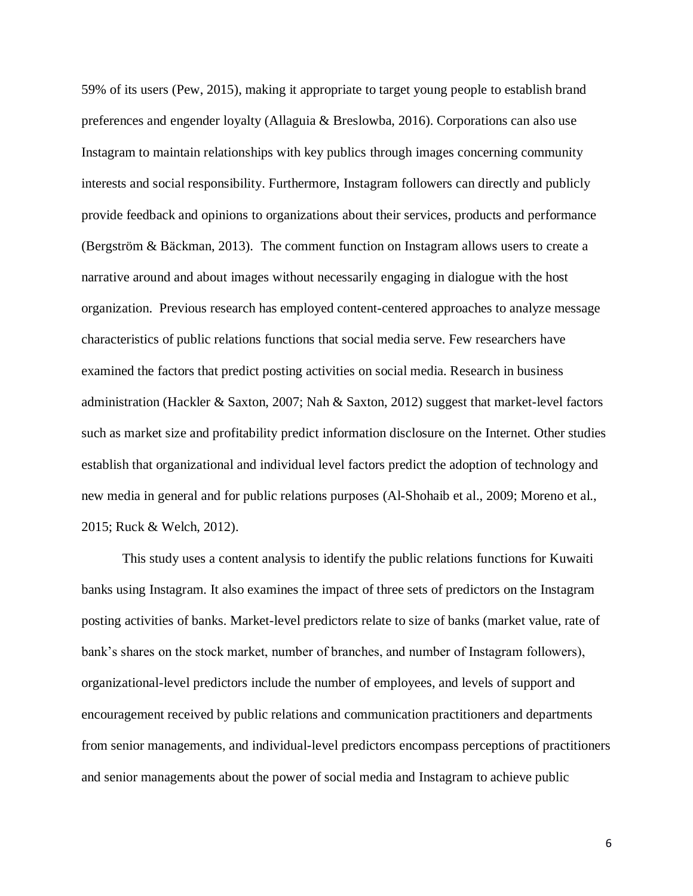59% of its users (Pew, 2015), making it appropriate to target young people to establish brand preferences and engender loyalty (Allaguia & Breslowba, 2016). Corporations can also use Instagram to maintain relationships with key publics through images concerning community interests and social responsibility. Furthermore, Instagram followers can directly and publicly provide feedback and opinions to organizations about their services, products and performance (Bergström & Bäckman, 2013). The comment function on Instagram allows users to create a narrative around and about images without necessarily engaging in dialogue with the host organization. Previous research has employed content-centered approaches to analyze message characteristics of public relations functions that social media serve. Few researchers have examined the factors that predict posting activities on social media. Research in business administration (Hackler & Saxton, 2007; Nah & Saxton, 2012) suggest that market-level factors such as market size and profitability predict information disclosure on the Internet. Other studies establish that organizational and individual level factors predict the adoption of technology and new media in general and for public relations purposes (Al-Shohaib et al., 2009; Moreno et al., 2015; Ruck & Welch, 2012).

This study uses a content analysis to identify the public relations functions for Kuwaiti banks using Instagram. It also examines the impact of three sets of predictors on the Instagram posting activities of banks. Market-level predictors relate to size of banks (market value, rate of bank's shares on the stock market, number of branches, and number of Instagram followers), organizational-level predictors include the number of employees, and levels of support and encouragement received by public relations and communication practitioners and departments from senior managements, and individual-level predictors encompass perceptions of practitioners and senior managements about the power of social media and Instagram to achieve public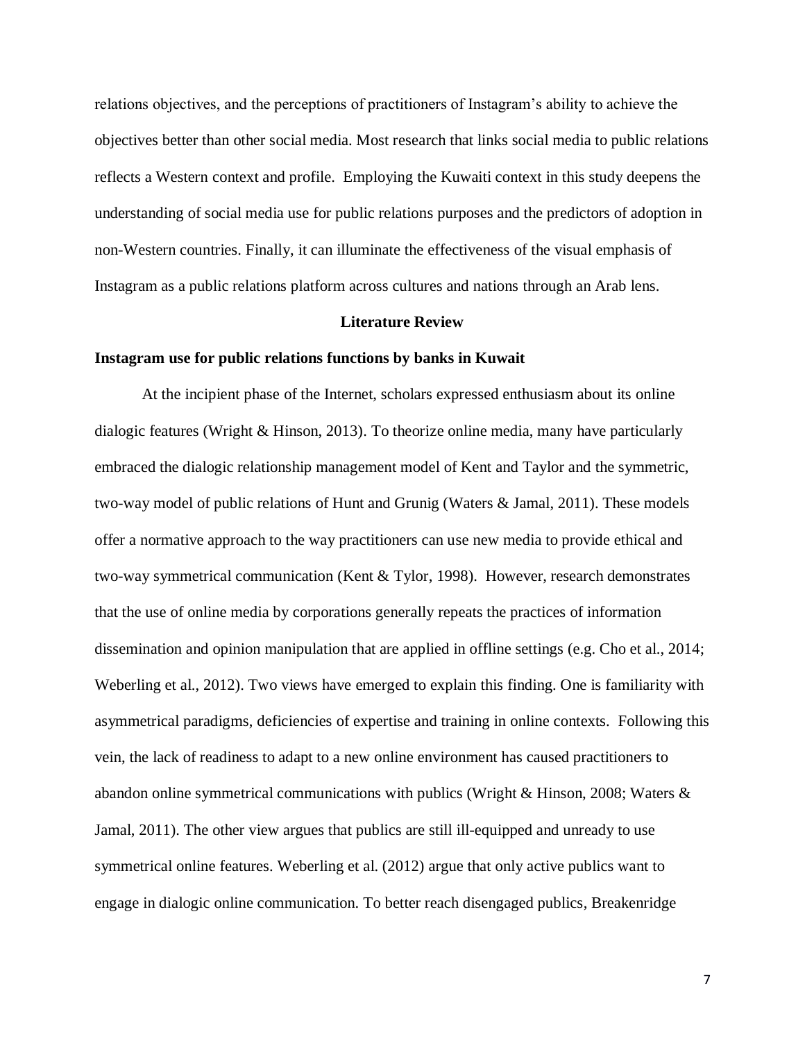relations objectives, and the perceptions of practitioners of Instagram's ability to achieve the objectives better than other social media. Most research that links social media to public relations reflects a Western context and profile. Employing the Kuwaiti context in this study deepens the understanding of social media use for public relations purposes and the predictors of adoption in non-Western countries. Finally, it can illuminate the effectiveness of the visual emphasis of Instagram as a public relations platform across cultures and nations through an Arab lens.

## Literature Review

### Instagram use for public relations functions by banks in Kuwait

At the incipient phase of the Internet, scholars expressed enthusiasm about its online dialogic features (Wright & Hinson, 2013). To theorize online media, many have particularly embraced the dialogic relationship management model of Kent and Taylor and the symmetric, two-way model of public relations of Hunt and Grunig (Waters & Jamal, 2011). These models offer a normative approach to the way practitioners can use new media to provide ethical and two-way symmetrical communication (Kent & Tylor, 1998). However, research demonstrates that the use of online media by corporations generally repeats the practices of information dissemination and opinion manipulation that are applied in offline settings (e.g. Cho et al., 2014; Weberling et al., 2012). Two views have emerged to explain this finding. One is familiarity with asymmetrical paradigms, deficiencies of expertise and training in online contexts. Following this vein, the lack of readiness to adapt to a new online environment has caused practitioners to abandon online symmetrical communications with publics (Wright & Hinson, 2008; Waters & Jamal, 2011). The other view argues that publics are still ill-equipped and unready to use symmetrical online features. Weberling et al. (2012) argue that only active publics want to engage in dialogic online communication. To better reach disengaged publics, Breakenridge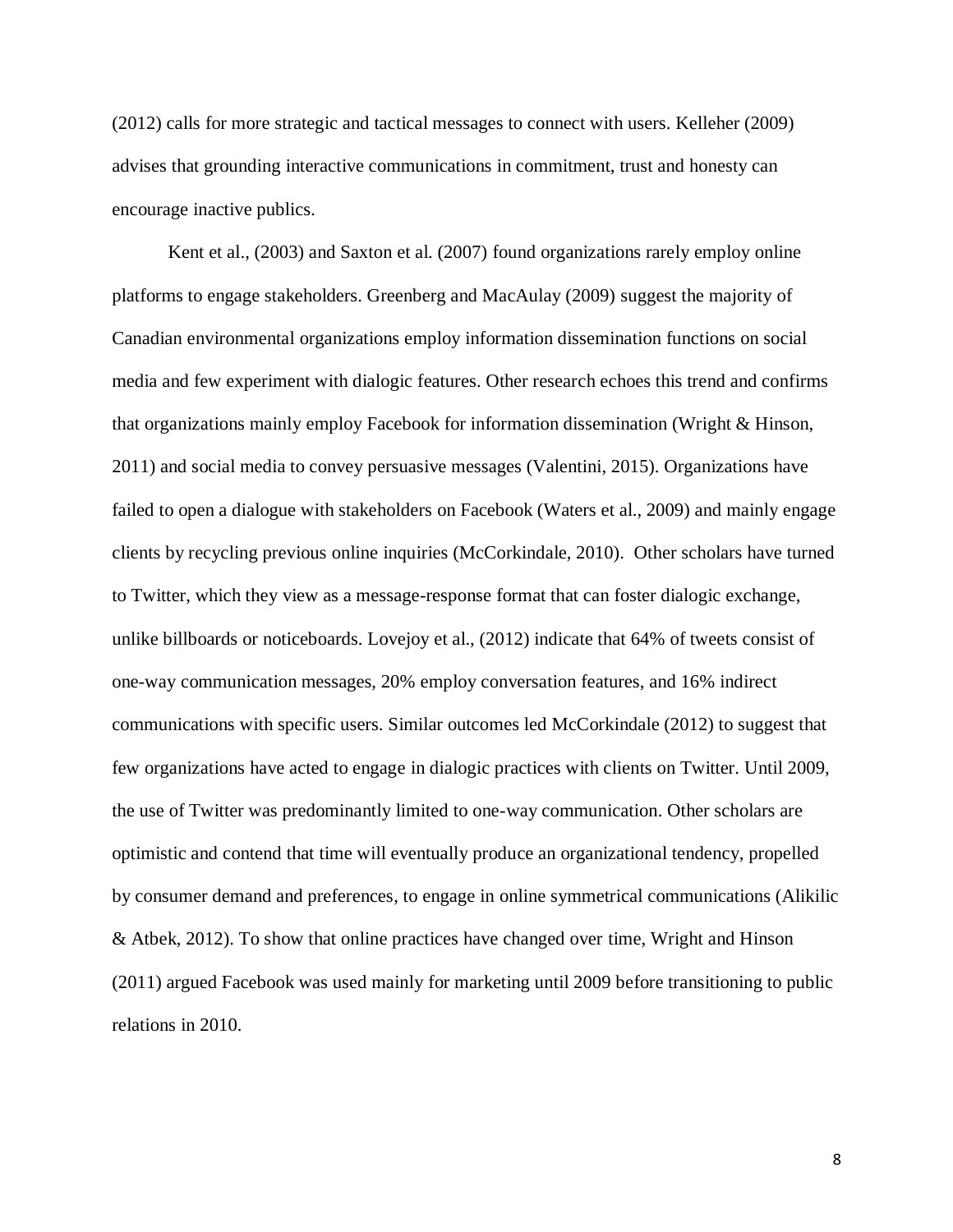(2012) calls for more strategic and tactical messages to connect with users. Kelleher (2009) advises that grounding interactive communications in commitment, trust and honesty can encourage inactive publics.

Kent et al., (2003) and Saxton et al. (2007) found organizations rarely employ online platforms to engage stakeholders. Greenberg and MacAulay (2009) suggest the majority of Canadian environmental organizations employ information dissemination functions on social media and few experiment with dialogic features. Other research echoes this trend and confirms that organizations mainly employ Facebook for information dissemination (Wright & Hinson, 2011) and social media to convey persuasive messages (Valentini, 2015). Organizations have failed to open a dialogue with stakeholders on Facebook (Waters et al., 2009) and mainly engage clients by recycling previous online inquiries (McCorkindale, 2010). Other scholars have turned to Twitter, which they view as a message-response format that can foster dialogic exchange, unlike billboards or noticeboards. Lovejoy et al., (2012) indicate that 64% of tweets consist of one-way communication messages, 20% employ conversation features, and 16% indirect communications with specific users. Similar outcomes led McCorkindale (2012) to suggest that few organizations have acted to engage in dialogic practices with clients on Twitter. Until 2009, the use of Twitter was predominantly limited to one-way communication. Other scholars are optimistic and contend that time will eventually produce an organizational tendency, propelled by consumer demand and preferences, to engage in online symmetrical communications (Alikilic & Atbek, 2012). To show that online practices have changed over time, Wright and Hinson (2011) argued Facebook was used mainly for marketing until 2009 before transitioning to public relations in 2010.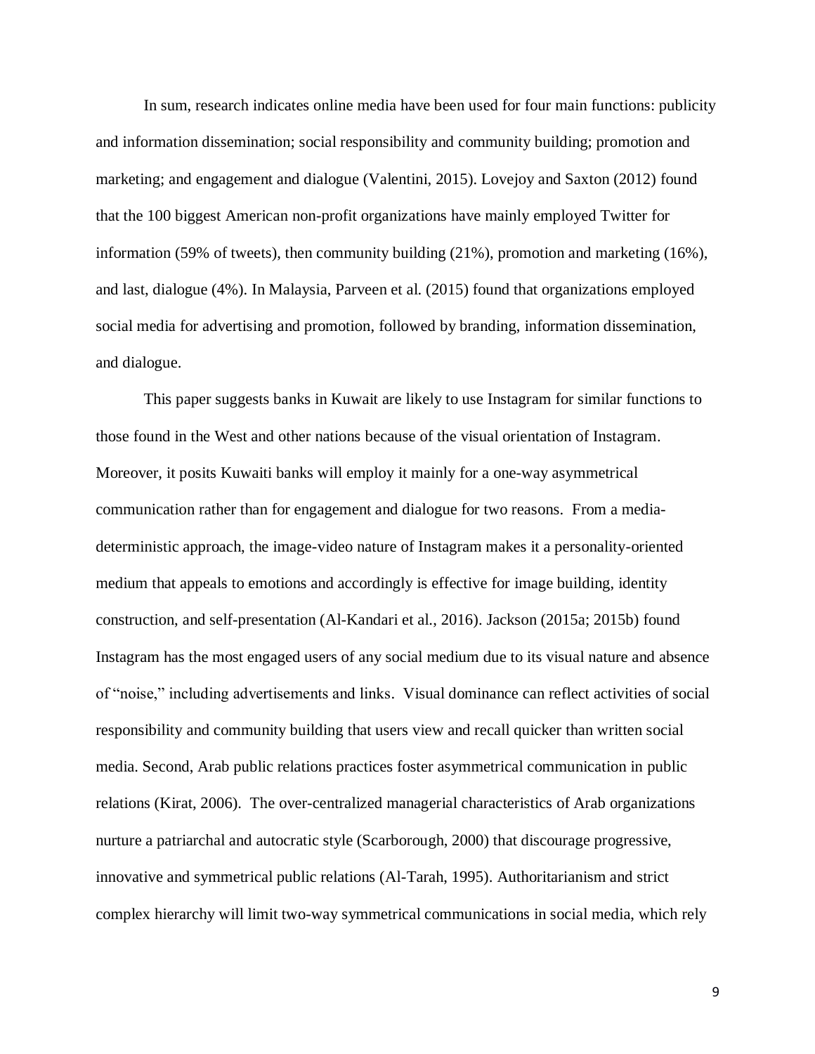In sum, research indicates online media have been used for four main functions: publicity and information dissemination; social responsibility and community building; promotion and marketing; and engagement and dialogue (Valentini, 2015). Lovejoy and Saxton (2012) found that the 100 biggest American non-profit organizations have mainly employed Twitter for information (59% of tweets), then community building (21%), promotion and marketing (16%), and last, dialogue (4%). In Malaysia, Parveen et al. (2015) found that organizations employed social media for advertising and promotion, followed by branding, information dissemination, and dialogue.

This paper suggests banks in Kuwait are likely to use Instagram for similar functions to those found in the West and other nations because of the visual orientation of Instagram. Moreover, it posits Kuwaiti banks will employ it mainly for a one-way asymmetrical communication rather than for engagement and dialogue for two reasons. From a media-deterministic approach, the image-video nature of Instagram makes it a personality-oriented medium that appeals to emotions and accordingly is effective for image building, identity construction, and self-presentation (Al-Kandari et al., 2016). Jackson (2015a; 2015b) found Instagram has the most engaged users of any social medium due to its visual nature and absence of "noise," including advertisements and links. Visual dominance can reflect activities of social responsibility and community building that users view and recall quicker than written social media. Second, Arab public relations practices foster asymmetrical communication in public relations (Kirat, 2006). The over-centralized managerial characteristics of Arab organizations nurture a patriarchal and autocratic style (Scarborough, 2000) that discourage progressive, innovative and symmetrical public relations (Al-Tarah, 1995). Authoritarianism and strict complex hierarchy will limit two-way symmetrical communications in social media, which rely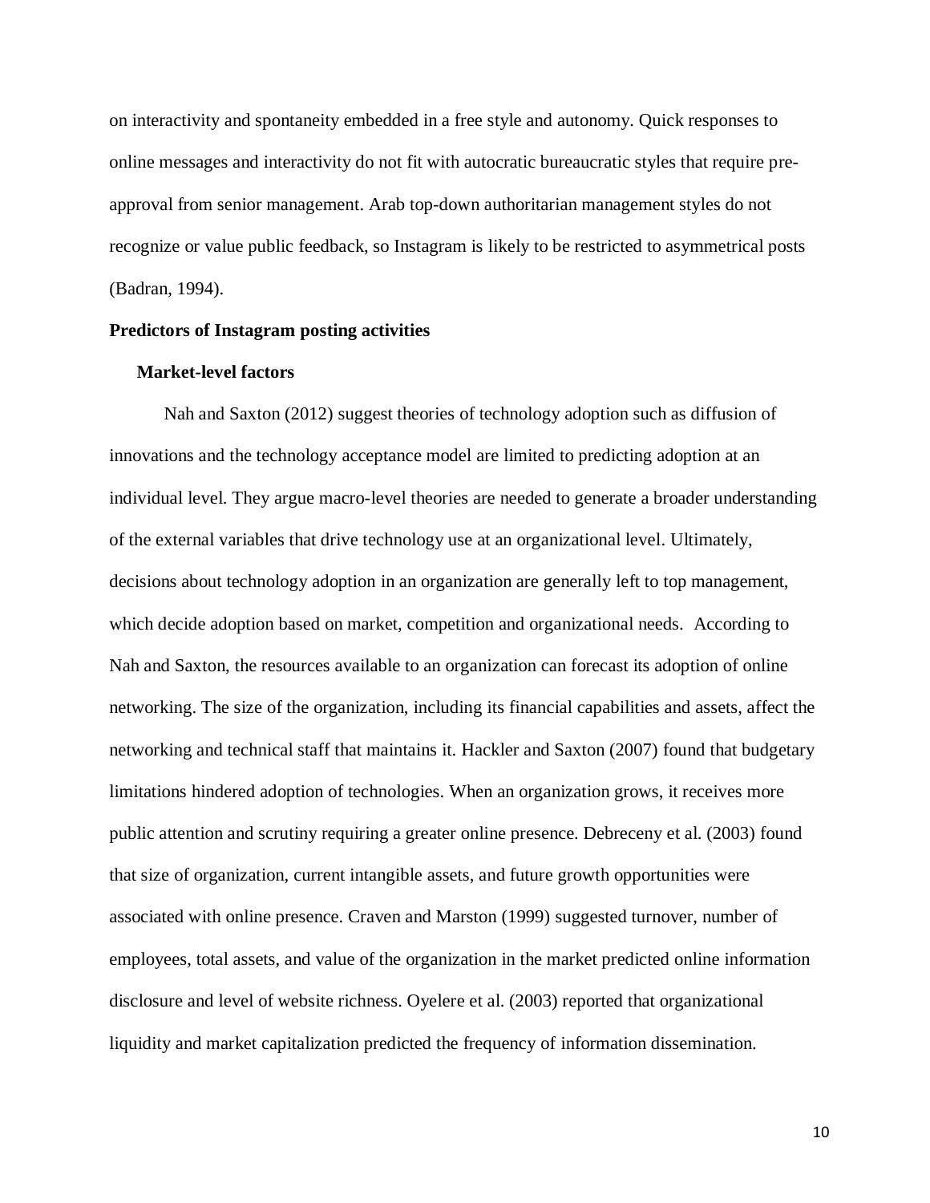on interactivity and spontaneity embedded in a free style and autonomy. Quick responses to online messages and interactivity do not fit with autocratic bureaucratic styles that require pre-approval from senior management. Arab top-down authoritarian management styles do not recognize or value public feedback, so Instagram is likely to be restricted to asymmetrical posts (Badran, 1994).

## Predictors of Instagram posting activities

### Market-level factors

Nah and Saxton (2012) suggest theories of technology adoption such as diffusion of innovations and the technology acceptance model are limited to predicting adoption at an individual level. They argue macro-level theories are needed to generate a broader understanding of the external variables that drive technology use at an organizational level. Ultimately, decisions about technology adoption in an organization are generally left to top management, which decide adoption based on market, competition and organizational needs. According to Nah and Saxton, the resources available to an organization can forecast its adoption of online networking. The size of the organization, including its financial capabilities and assets, affect the networking and technical staff that maintains it. Hackler and Saxton (2007) found that budgetary limitations hindered adoption of technologies. When an organization grows, it receives more public attention and scrutiny requiring a greater online presence. Debreceny et al. (2003) found that size of organization, current intangible assets, and future growth opportunities were associated with online presence. Craven and Marston (1999) suggested turnover, number of employees, total assets, and value of the organization in the market predicted online information disclosure and level of website richness. Oyelere et al. (2003) reported that organizational liquidity and market capitalization predicted the frequency of information dissemination.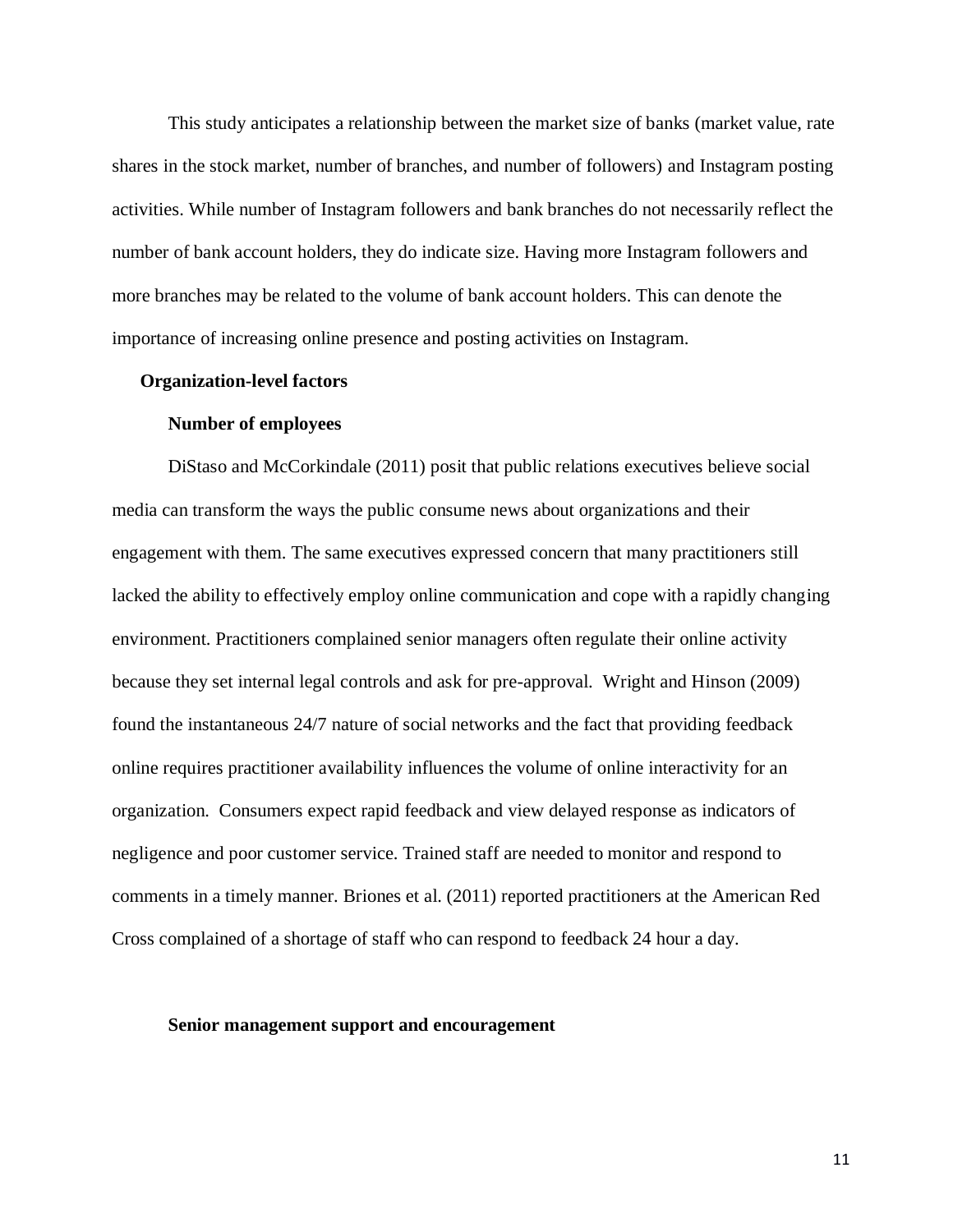This study anticipates a relationship between the market size of banks (market value, rate shares in the stock market, number of branches, and number of followers) and Instagram posting activities. While number of Instagram followers and bank branches do not necessarily reflect the number of bank account holders, they do indicate size. Having more Instagram followers and more branches may be related to the volume of bank account holders. This can denote the importance of increasing online presence and posting activities on Instagram.

### Organization-level factors

#### Number of employees

DiStaso and McCorkindale (2011) posit that public relations executives believe social media can transform the ways the public consume news about organizations and their engagement with them. The same executives expressed concern that many practitioners still lacked the ability to effectively employ online communication and cope with a rapidly changing environment. Practitioners complained senior managers often regulate their online activity because they set internal legal controls and ask for pre-approval. Wright and Hinson (2009) found the instantaneous 24/7 nature of social networks and the fact that providing feedback online requires practitioner availability influences the volume of online interactivity for an organization. Consumers expect rapid feedback and view delayed response as indicators of negligence and poor customer service. Trained staff are needed to monitor and respond to comments in a timely manner. Briones et al. (2011) reported practitioners at the American Red Cross complained of a shortage of staff who can respond to feedback 24 hour a day.

#### Senior management support and encouragement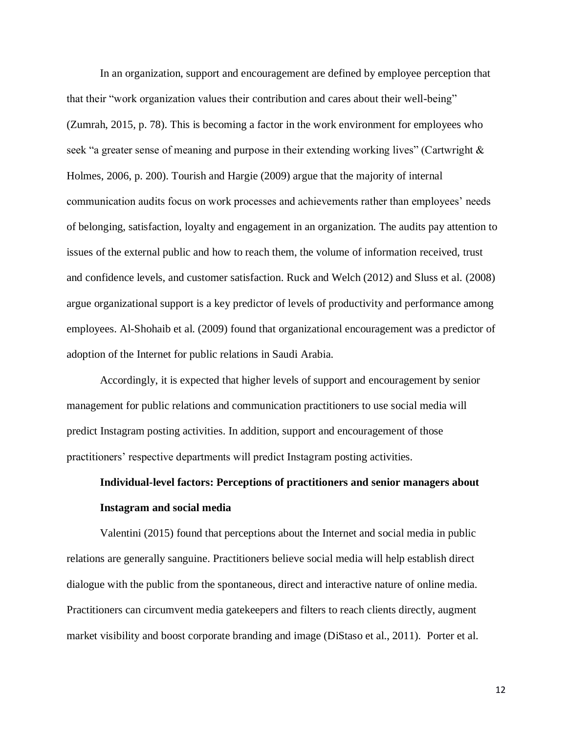In an organization, support and encouragement are defined by employee perception that that their "work organization values their contribution and cares about their well-being" (Zumrah, 2015, p. 78). This is becoming a factor in the work environment for employees who seek "a greater sense of meaning and purpose in their extending working lives" (Cartwright & Holmes, 2006, p. 200). Tourish and Hargie (2009) argue that the majority of internal communication audits focus on work processes and achievements rather than employees' needs of belonging, satisfaction, loyalty and engagement in an organization. The audits pay attention to issues of the external public and how to reach them, the volume of information received, trust and confidence levels, and customer satisfaction. Ruck and Welch (2012) and Sluss et al. (2008) argue organizational support is a key predictor of levels of productivity and performance among employees. Al-Shohaib et al. (2009) found that organizational encouragement was a predictor of adoption of the Internet for public relations in Saudi Arabia.

Accordingly, it is expected that higher levels of support and encouragement by senior management for public relations and communication practitioners to use social media will predict Instagram posting activities. In addition, support and encouragement of those practitioners' respective departments will predict Instagram posting activities.

**Individual-level factors: Perceptions of practitioners and senior managers about Instagram and social media**

Valentini (2015) found that perceptions about the Internet and social media in public relations are generally sanguine. Practitioners believe social media will help establish direct dialogue with the public from the spontaneous, direct and interactive nature of online media. Practitioners can circumvent media gatekeepers and filters to reach clients directly, augment market visibility and boost corporate branding and image (DiStaso et al., 2011). Porter et al.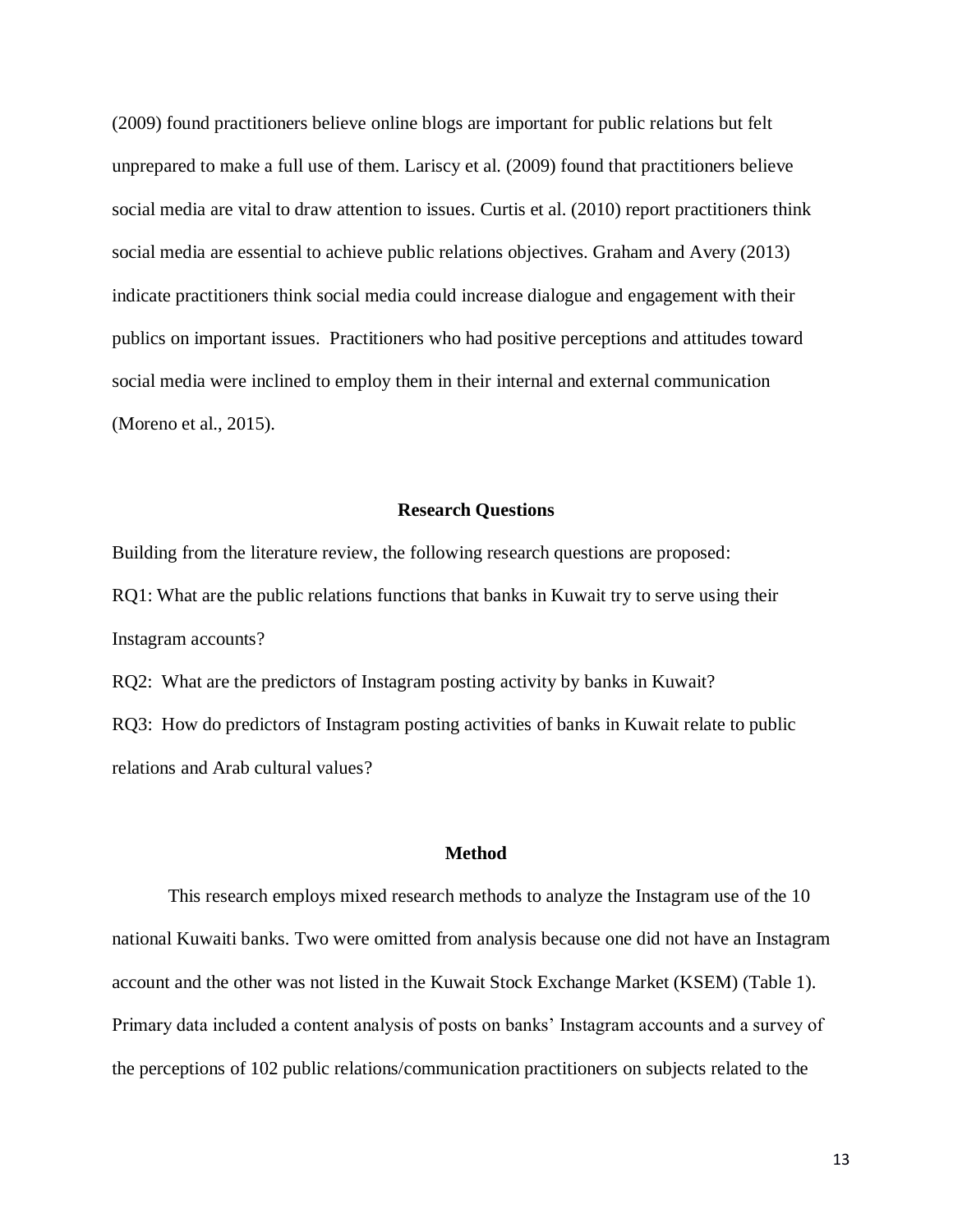(2009) found practitioners believe online blogs are important for public relations but felt unprepared to make a full use of them. Lariscy et al. (2009) found that practitioners believe social media are vital to draw attention to issues. Curtis et al. (2010) report practitioners think social media are essential to achieve public relations objectives. Graham and Avery (2013) indicate practitioners think social media could increase dialogue and engagement with their publics on important issues. Practitioners who had positive perceptions and attitudes toward social media were inclined to employ them in their internal and external communication (Moreno et al., 2015).

## Research Questions

Building from the literature review, the following research questions are proposed:

RQ1: What are the public relations functions that banks in Kuwait try to serve using their Instagram accounts?

RQ2: What are the predictors of Instagram posting activity by banks in Kuwait?

RQ3: How do predictors of Instagram posting activities of banks in Kuwait relate to public relations and Arab cultural values?

## Method

This research employs mixed research methods to analyze the Instagram use of the 10 national Kuwaiti banks. Two were omitted from analysis because one did not have an Instagram account and the other was not listed in the Kuwait Stock Exchange Market (KSEM) (Table 1). Primary data included a content analysis of posts on banks' Instagram accounts and a survey of the perceptions of 102 public relations/communication practitioners on subjects related to the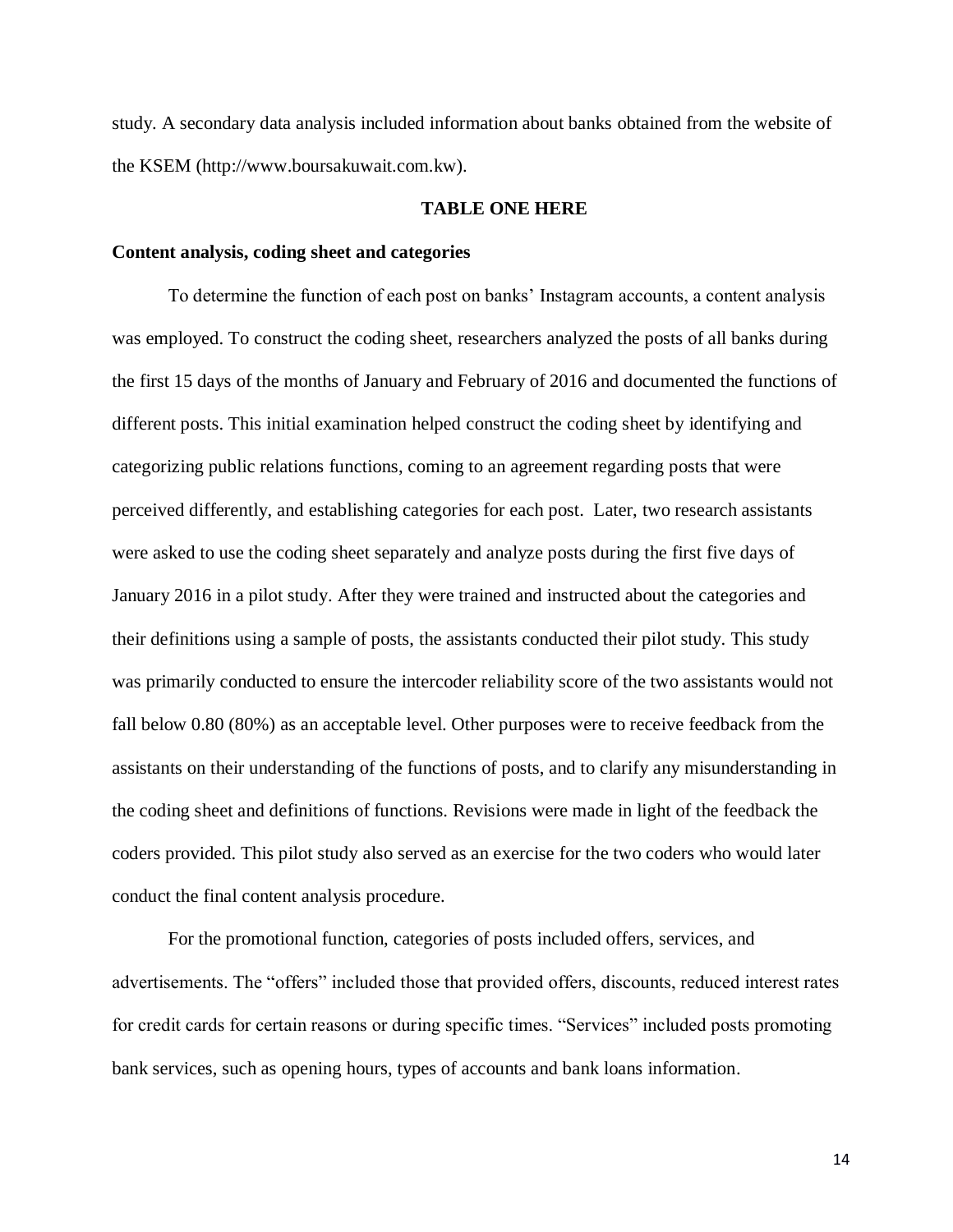study. A secondary data analysis included information about banks obtained from the website of the KSEM (http://www.boursakuwait.com.kw).

**TABLE ONE HERE**

**Content analysis, coding sheet and categories**

To determine the function of each post on banks' Instagram accounts, a content analysis was employed. To construct the coding sheet, researchers analyzed the posts of all banks during the first 15 days of the months of January and February of 2016 and documented the functions of different posts. This initial examination helped construct the coding sheet by identifying and categorizing public relations functions, coming to an agreement regarding posts that were perceived differently, and establishing categories for each post. Later, two research assistants were asked to use the coding sheet separately and analyze posts during the first five days of January 2016 in a pilot study. After they were trained and instructed about the categories and their definitions using a sample of posts, the assistants conducted their pilot study. This study was primarily conducted to ensure the intercoder reliability score of the two assistants would not fall below 0.80 (80%) as an acceptable level. Other purposes were to receive feedback from the assistants on their understanding of the functions of posts, and to clarify any misunderstanding in the coding sheet and definitions of functions. Revisions were made in light of the feedback the coders provided. This pilot study also served as an exercise for the two coders who would later conduct the final content analysis procedure.

For the promotional function, categories of posts included offers, services, and advertisements. The "offers" included those that provided offers, discounts, reduced interest rates for credit cards for certain reasons or during specific times. "Services" included posts promoting bank services, such as opening hours, types of accounts and bank loans information.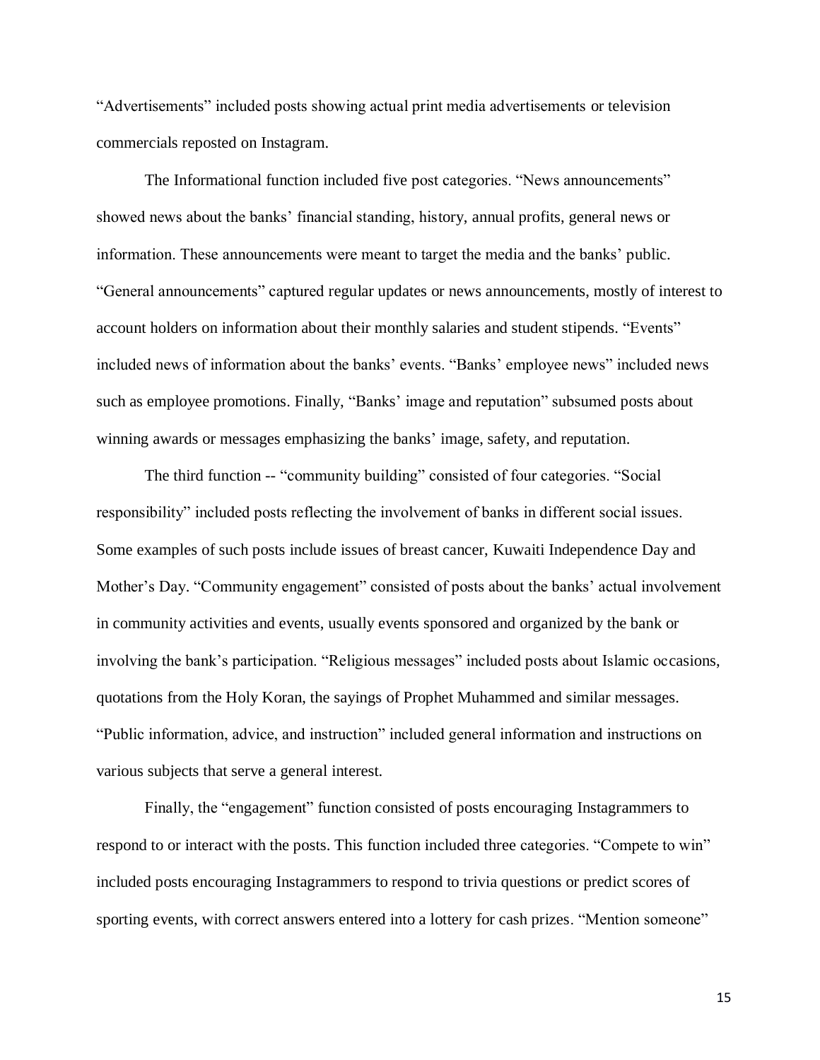“Advertisements” included posts showing actual print media advertisements or television commercials reposted on Instagram.

The Informational function included five post categories. “News announcements” showed news about the banks’ financial standing, history, annual profits, general news or information. These announcements were meant to target the media and the banks’ public. “General announcements” captured regular updates or news announcements, mostly of interest to account holders on information about their monthly salaries and student stipends. “Events” included news of information about the banks’ events. “Banks’ employee news” included news such as employee promotions. Finally, “Banks’ image and reputation” subsumed posts about winning awards or messages emphasizing the banks’ image, safety, and reputation.

The third function -- “community building” consisted of four categories. “Social responsibility” included posts reflecting the involvement of banks in different social issues. Some examples of such posts include issues of breast cancer, Kuwaiti Independence Day and Mother’s Day. “Community engagement” consisted of posts about the banks’ actual involvement in community activities and events, usually events sponsored and organized by the bank or involving the bank’s participation. “Religious messages” included posts about Islamic occasions, quotations from the Holy Koran, the sayings of Prophet Muhammed and similar messages. “Public information, advice, and instruction” included general information and instructions on various subjects that serve a general interest.

Finally, the “engagement” function consisted of posts encouraging Instagrammers to respond to or interact with the posts. This function included three categories. “Compete to win” included posts encouraging Instagrammers to respond to trivia questions or predict scores of sporting events, with correct answers entered into a lottery for cash prizes. “Mention someone”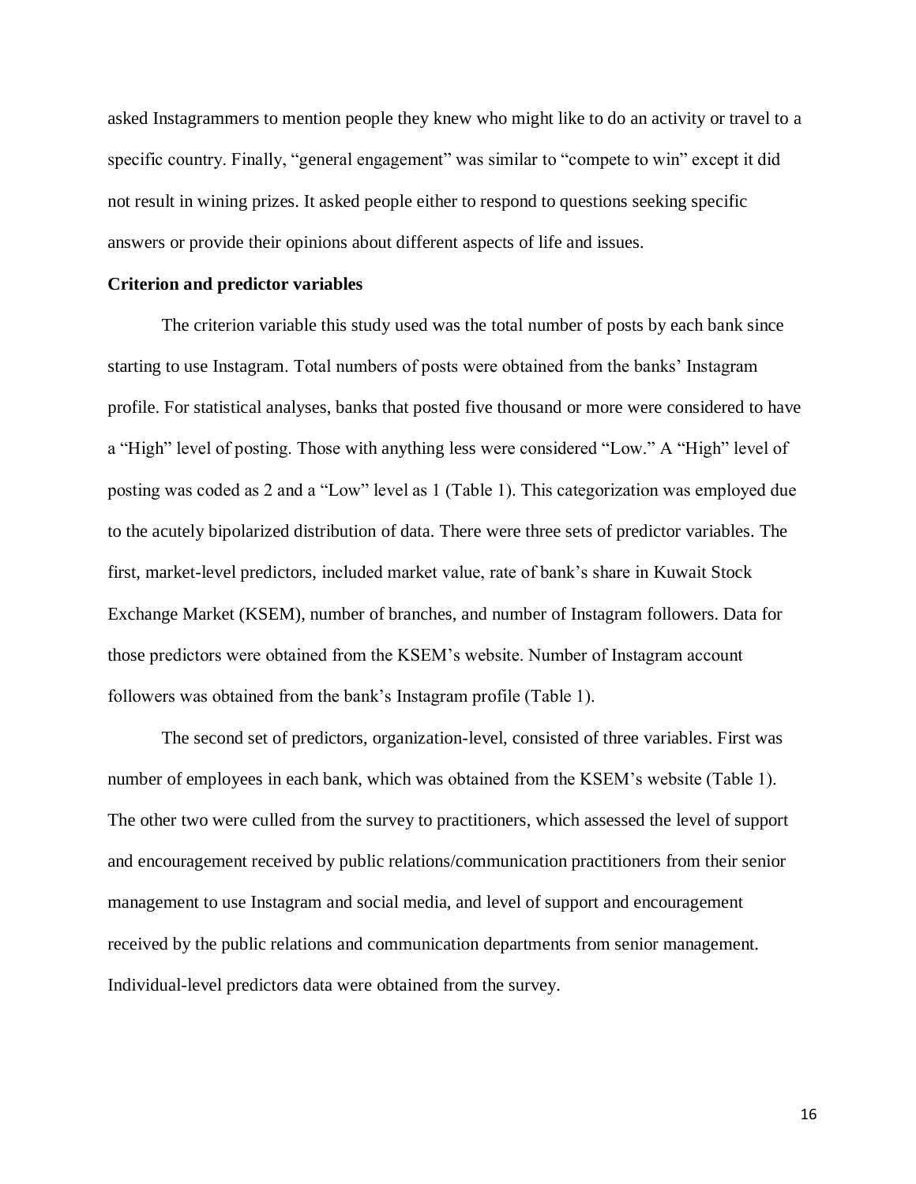asked Instagrammers to mention people they knew who might like to do an activity or travel to a specific country. Finally, "general engagement" was similar to "compete to win" except it did not result in wining prizes. It asked people either to respond to questions seeking specific answers or provide their opinions about different aspects of life and issues.

**Criterion and predictor variables**

The criterion variable this study used was the total number of posts by each bank since starting to use Instagram. Total numbers of posts were obtained from the banks' Instagram profile. For statistical analyses, banks that posted five thousand or more were considered to have a "High" level of posting. Those with anything less were considered "Low." A "High" level of posting was coded as 2 and a "Low" level as 1 (Table 1). This categorization was employed due to the acutely bipolarized distribution of data. There were three sets of predictor variables. The first, market-level predictors, included market value, rate of bank's share in Kuwait Stock Exchange Market (KSEM), number of branches, and number of Instagram followers. Data for those predictors were obtained from the KSEM's website. Number of Instagram account followers was obtained from the bank's Instagram profile (Table 1).

The second set of predictors, organization-level, consisted of three variables. First was number of employees in each bank, which was obtained from the KSEM's website (Table 1). The other two were culled from the survey to practitioners, which assessed the level of support and encouragement received by public relations/communication practitioners from their senior management to use Instagram and social media, and level of support and encouragement received by the public relations and communication departments from senior management. Individual-level predictors data were obtained from the survey.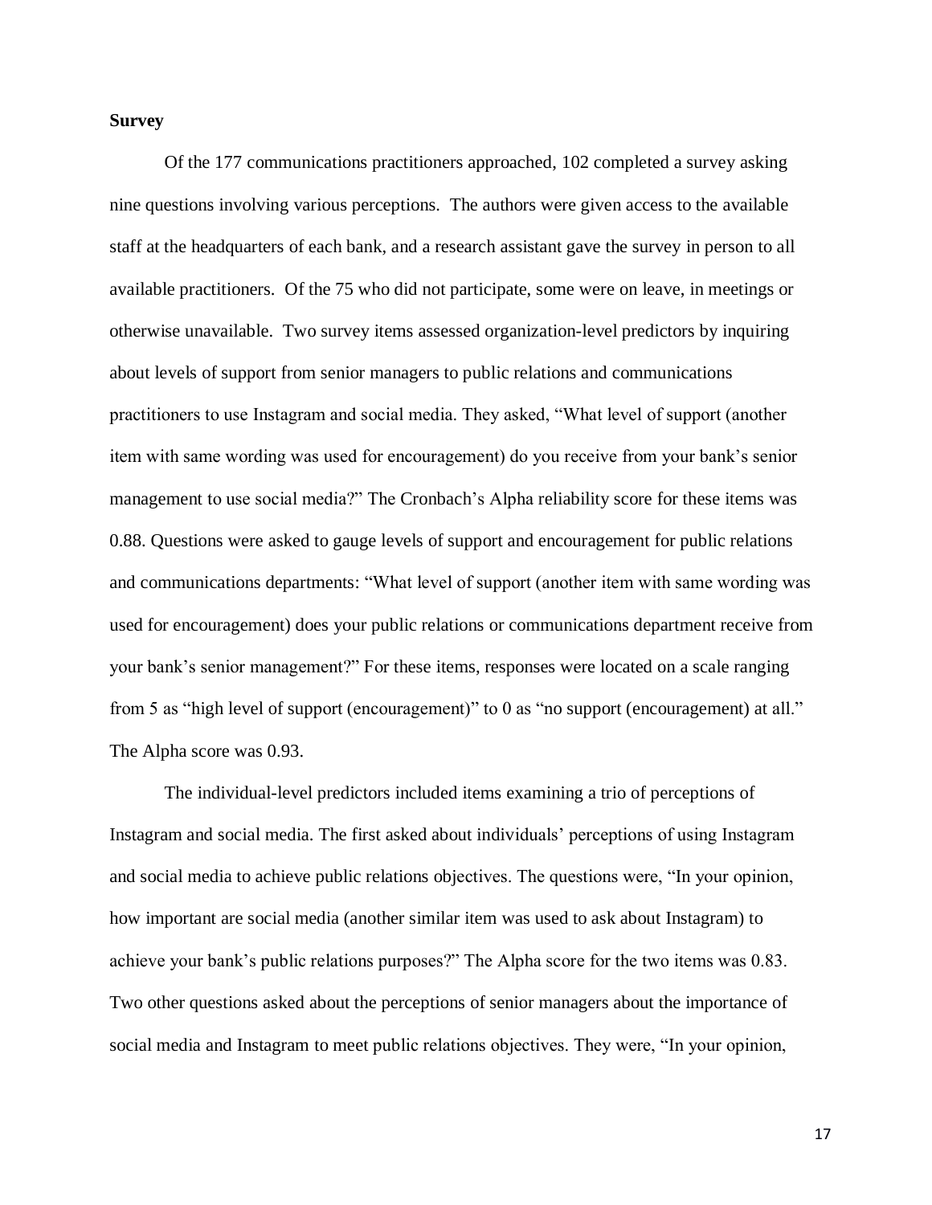**Survey**

Of the 177 communications practitioners approached, 102 completed a survey asking nine questions involving various perceptions. The authors were given access to the available staff at the headquarters of each bank, and a research assistant gave the survey in person to all available practitioners. Of the 75 who did not participate, some were on leave, in meetings or otherwise unavailable. Two survey items assessed organization-level predictors by inquiring about levels of support from senior managers to public relations and communications practitioners to use Instagram and social media. They asked, "What level of support (another item with same wording was used for encouragement) do you receive from your bank's senior management to use social media?" The Cronbach's Alpha reliability score for these items was 0.88. Questions were asked to gauge levels of support and encouragement for public relations and communications departments: "What level of support (another item with same wording was used for encouragement) does your public relations or communications department receive from your bank's senior management?" For these items, responses were located on a scale ranging from 5 as "high level of support (encouragement)" to 0 as "no support (encouragement) at all." The Alpha score was 0.93.

The individual-level predictors included items examining a trio of perceptions of Instagram and social media. The first asked about individuals' perceptions of using Instagram and social media to achieve public relations objectives. The questions were, "In your opinion, how important are social media (another similar item was used to ask about Instagram) to achieve your bank's public relations purposes?" The Alpha score for the two items was 0.83. Two other questions asked about the perceptions of senior managers about the importance of social media and Instagram to meet public relations objectives. They were, "In your opinion,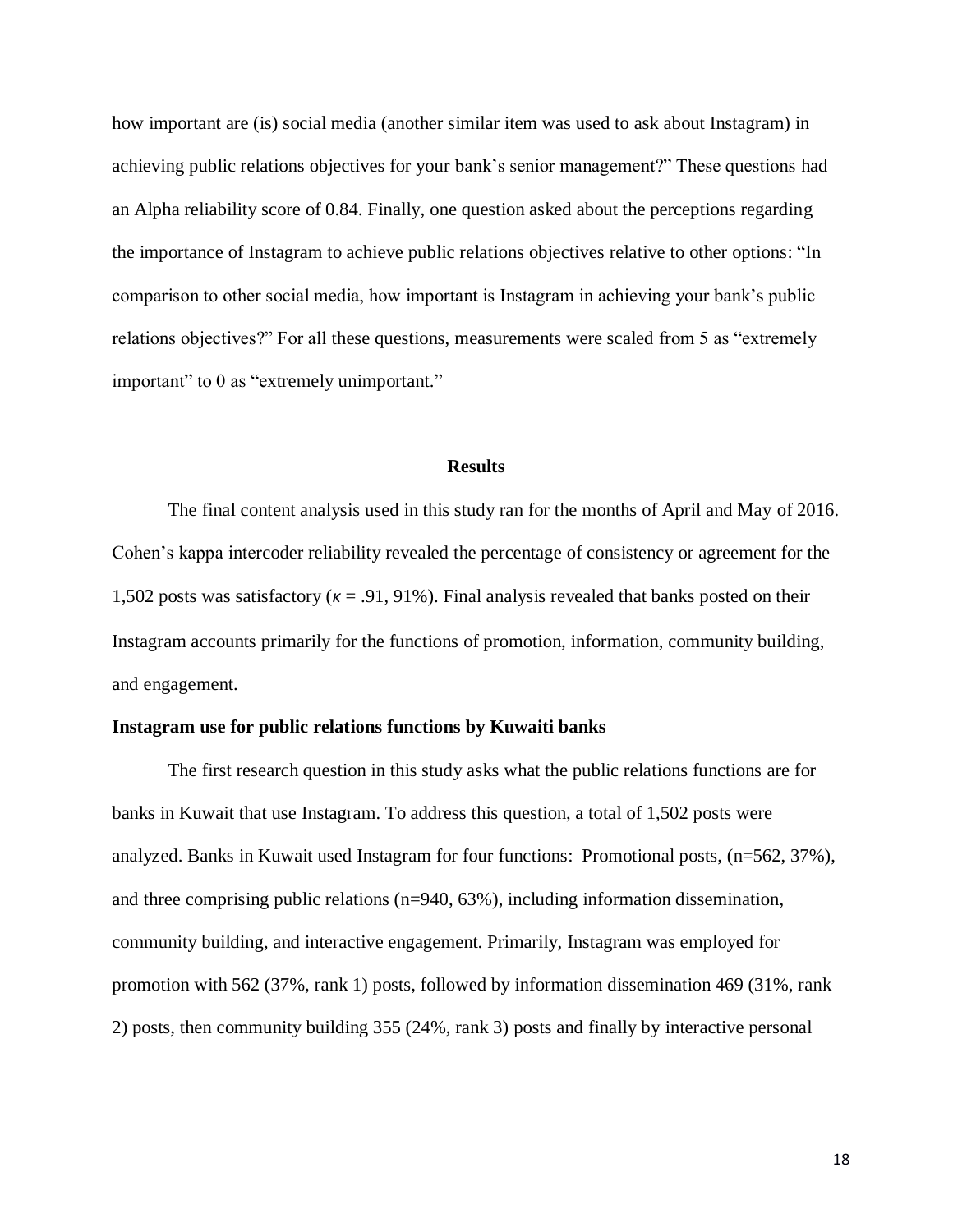how important are (is) social media (another similar item was used to ask about Instagram) in achieving public relations objectives for your bank's senior management?" These questions had an Alpha reliability score of 0.84. Finally, one question asked about the perceptions regarding the importance of Instagram to achieve public relations objectives relative to other options: "In comparison to other social media, how important is Instagram in achieving your bank's public relations objectives?" For all these questions, measurements were scaled from 5 as "extremely important" to 0 as "extremely unimportant."

## Results

The final content analysis used in this study ran for the months of April and May of 2016. Cohen's kappa intercoder reliability revealed the percentage of consistency or agreement for the 1,502 posts was satisfactory ($\kappa$ = .91, 91%). Final analysis revealed that banks posted on their Instagram accounts primarily for the functions of promotion, information, community building, and engagement.

### Instagram use for public relations functions by Kuwaiti banks

The first research question in this study asks what the public relations functions are for banks in Kuwait that use Instagram. To address this question, a total of 1,502 posts were analyzed. Banks in Kuwait used Instagram for four functions: Promotional posts, (n=562, 37%), and three comprising public relations (n=940, 63%), including information dissemination, community building, and interactive engagement. Primarily, Instagram was employed for promotion with 562 (37%, rank 1) posts, followed by information dissemination 469 (31%, rank 2) posts, then community building 355 (24%, rank 3) posts and finally by interactive personal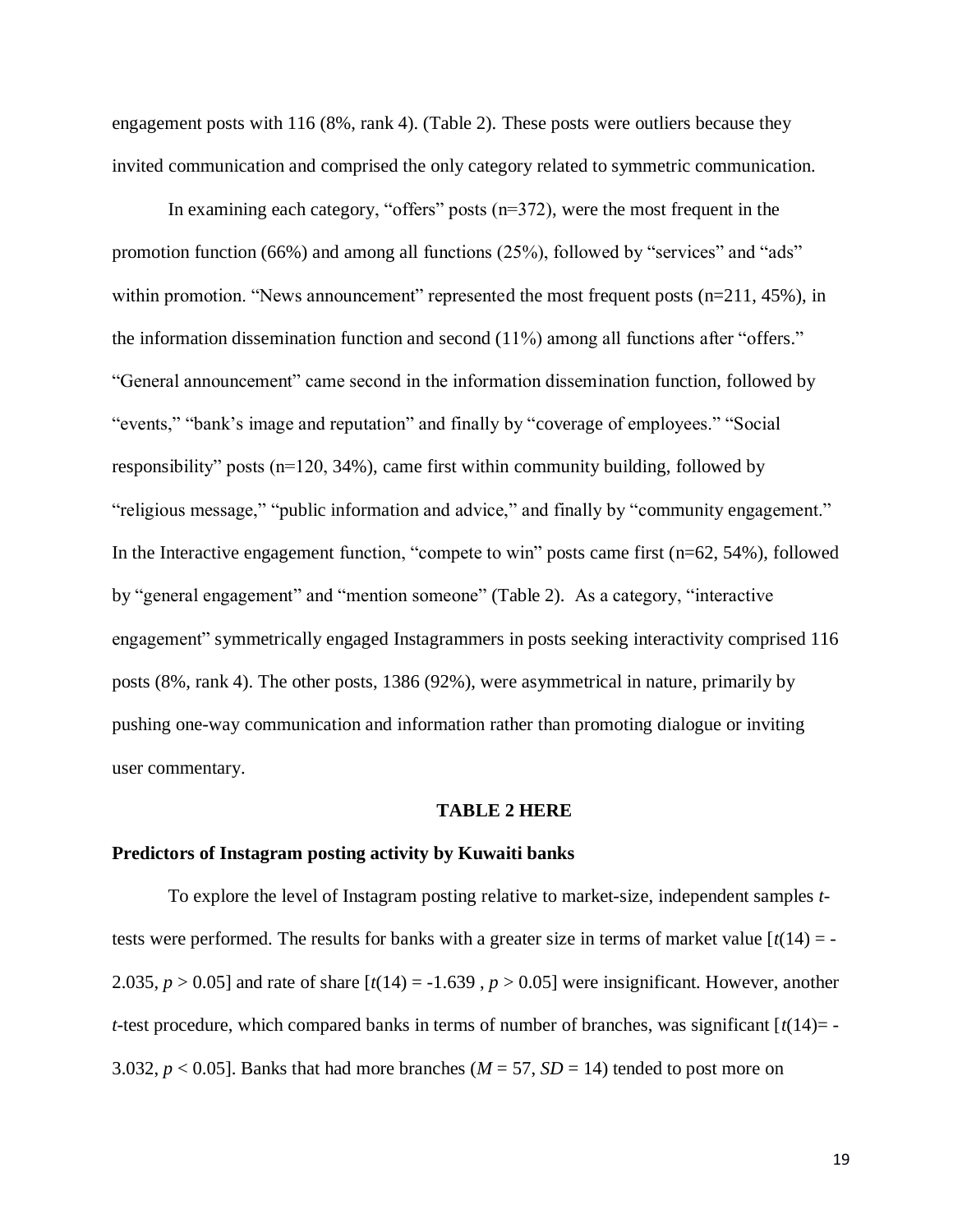engagement posts with 116 (8%, rank 4). (Table 2). These posts were outliers because they invited communication and comprised the only category related to symmetric communication.

In examining each category, "offers" posts (n=372), were the most frequent in the promotion function (66%) and among all functions (25%), followed by "services" and "ads" within promotion. "News announcement" represented the most frequent posts (n=211, 45%), in the information dissemination function and second (11%) among all functions after "offers." "General announcement" came second in the information dissemination function, followed by "events," "bank's image and reputation" and finally by "coverage of employees." "Social responsibility" posts (n=120, 34%), came first within community building, followed by "religious message," "public information and advice," and finally by "community engagement." In the Interactive engagement function, "compete to win" posts came first (n=62, 54%), followed by "general engagement" and "mention someone" (Table 2). As a category, "interactive engagement" symmetrically engaged Instagrammers in posts seeking interactivity comprised 116 posts (8%, rank 4). The other posts, 1386 (92%), were asymmetrical in nature, primarily by pushing one-way communication and information rather than promoting dialogue or inviting user commentary.

**TABLE 2 HERE**

**Predictors of Instagram posting activity by Kuwaiti banks**

To explore the level of Instagram posting relative to market-size, independent samples *t*-tests were performed. The results for banks with a greater size in terms of market value [$t(14) = -2.035$, $p > 0.05$] and rate of share [$t(14) = -1.639$, $p > 0.05$] were insignificant. However, another *t*-test procedure, which compared banks in terms of number of branches, was significant [$t(14) = -3.032$, $p < 0.05$]. Banks that had more branches ($M = 57$, $SD = 14$) tended to post more on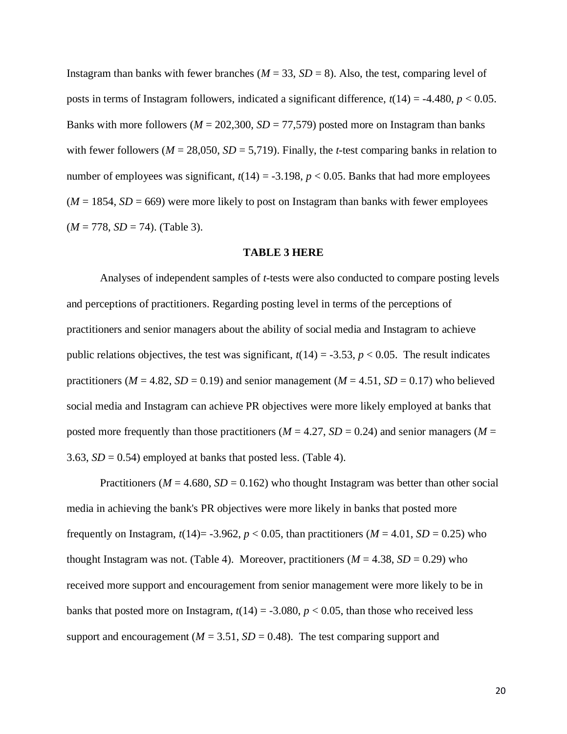Instagram than banks with fewer branches ($M$ = 33, $SD$ = 8). Also, the test, comparing level of posts in terms of Instagram followers, indicated a significant difference, $t(14) = -4.480$, $p < 0.05$. Banks with more followers ($M$ = 202,300, $SD$ = 77,579) posted more on Instagram than banks with fewer followers ($M$ = 28,050, $SD$ = 5,719). Finally, the *t*-test comparing banks in relation to number of employees was significant, $t(14) = -3.198$, $p < 0.05$. Banks that had more employees ($M$ = 1854, $SD$ = 669) were more likely to post on Instagram than banks with fewer employees ($M$ = 778, $SD$ = 74). (Table 3).

**TABLE 3 HERE**

Analyses of independent samples of *t*-tests were also conducted to compare posting levels and perceptions of practitioners. Regarding posting level in terms of the perceptions of practitioners and senior managers about the ability of social media and Instagram to achieve public relations objectives, the test was significant, $t(14) = -3.53$, $p < 0.05$. The result indicates practitioners ($M$ = 4.82, $SD$ = 0.19) and senior management ($M$ = 4.51, $SD$ = 0.17) who believed social media and Instagram can achieve PR objectives were more likely employed at banks that posted more frequently than those practitioners ($M$ = 4.27, $SD$ = 0.24) and senior managers ($M$ = 3.63, $SD$ = 0.54) employed at banks that posted less. (Table 4).

Practitioners ($M$ = 4.680, $SD$ = 0.162) who thought Instagram was better than other social media in achieving the bank's PR objectives were more likely in banks that posted more frequently on Instagram, $t(14) = -3.962$, $p < 0.05$, than practitioners ($M$ = 4.01, $SD$ = 0.25) who thought Instagram was not. (Table 4). Moreover, practitioners ($M$ = 4.38, $SD$ = 0.29) who received more support and encouragement from senior management were more likely to be in banks that posted more on Instagram, $t(14) = -3.080$, $p < 0.05$, than those who received less support and encouragement ($M$ = 3.51, $SD$ = 0.48). The test comparing support and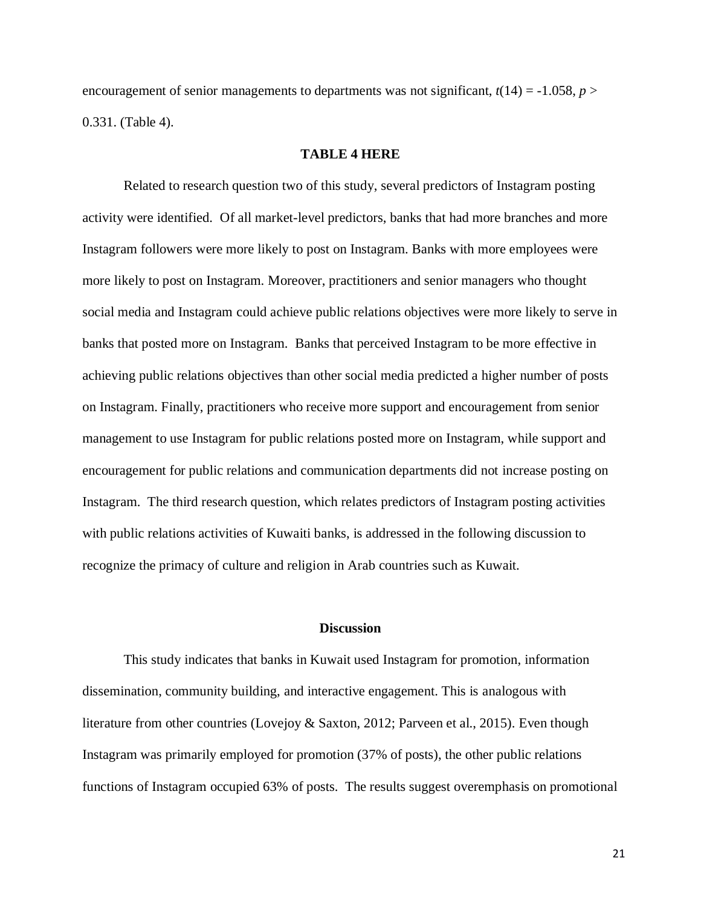encouragement of senior managements to departments was not significant, $t(14) = -1.058$, $p > 0.331$. (Table 4).

**TABLE 4 HERE**

Related to research question two of this study, several predictors of Instagram posting activity were identified. Of all market-level predictors, banks that had more branches and more Instagram followers were more likely to post on Instagram. Banks with more employees were more likely to post on Instagram. Moreover, practitioners and senior managers who thought social media and Instagram could achieve public relations objectives were more likely to serve in banks that posted more on Instagram. Banks that perceived Instagram to be more effective in achieving public relations objectives than other social media predicted a higher number of posts on Instagram. Finally, practitioners who receive more support and encouragement from senior management to use Instagram for public relations posted more on Instagram, while support and encouragement for public relations and communication departments did not increase posting on Instagram. The third research question, which relates predictors of Instagram posting activities with public relations activities of Kuwaiti banks, is addressed in the following discussion to recognize the primacy of culture and religion in Arab countries such as Kuwait.

## Discussion

This study indicates that banks in Kuwait used Instagram for promotion, information dissemination, community building, and interactive engagement. This is analogous with literature from other countries (Lovejoy & Saxton, 2012; Parveen et al., 2015). Even though Instagram was primarily employed for promotion (37% of posts), the other public relations functions of Instagram occupied 63% of posts. The results suggest overemphasis on promotional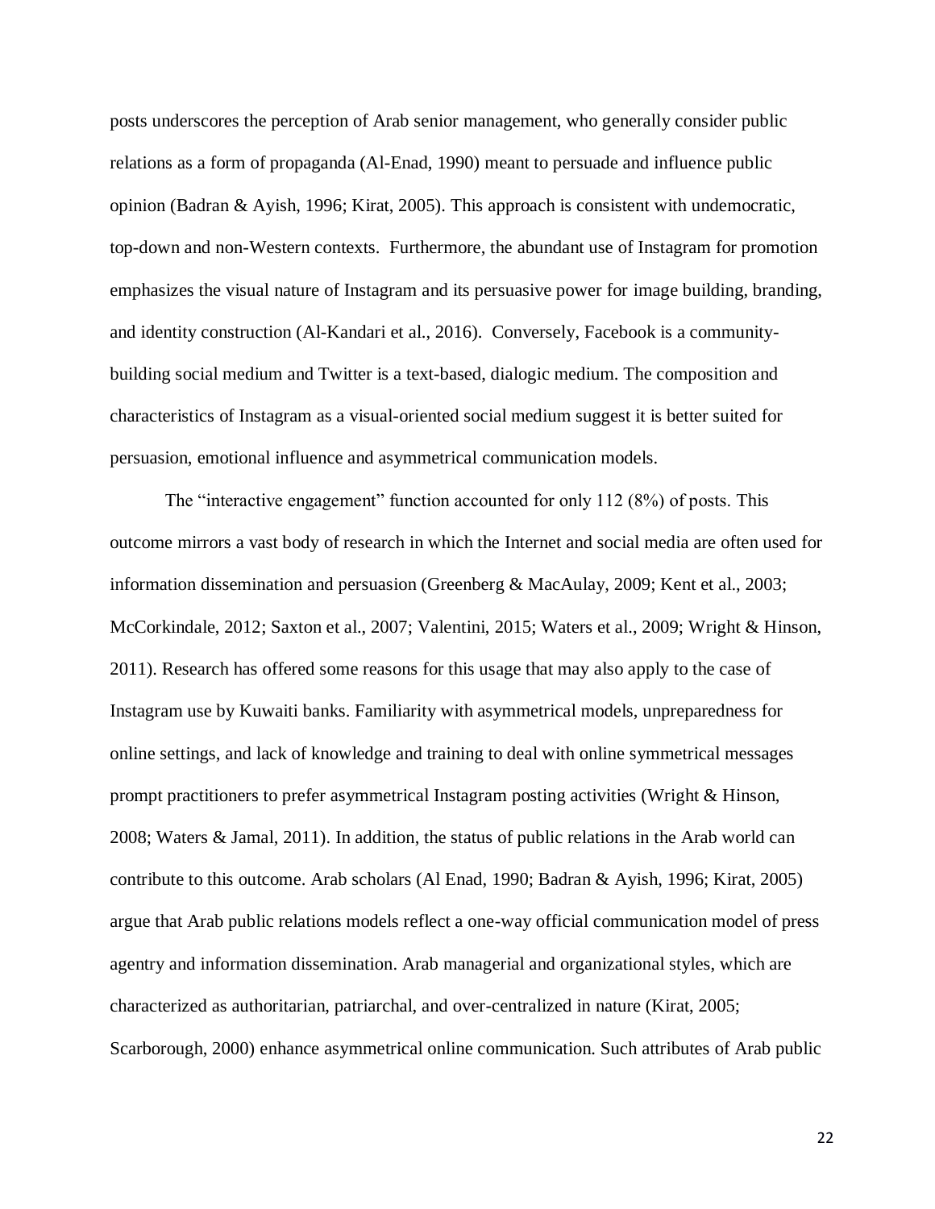posts underscores the perception of Arab senior management, who generally consider public relations as a form of propaganda (Al-Enad, 1990) meant to persuade and influence public opinion (Badran & Ayish, 1996; Kirat, 2005). This approach is consistent with undemocratic, top-down and non-Western contexts. Furthermore, the abundant use of Instagram for promotion emphasizes the visual nature of Instagram and its persuasive power for image building, branding, and identity construction (Al-Kandari et al., 2016). Conversely, Facebook is a community-building social medium and Twitter is a text-based, dialogic medium. The composition and characteristics of Instagram as a visual-oriented social medium suggest it is better suited for persuasion, emotional influence and asymmetrical communication models.

The "interactive engagement" function accounted for only 112 (8%) of posts. This outcome mirrors a vast body of research in which the Internet and social media are often used for information dissemination and persuasion (Greenberg & MacAulay, 2009; Kent et al., 2003; McCorkindale, 2012; Saxton et al., 2007; Valentini, 2015; Waters et al., 2009; Wright & Hinson, 2011). Research has offered some reasons for this usage that may also apply to the case of Instagram use by Kuwaiti banks. Familiarity with asymmetrical models, unpreparedness for online settings, and lack of knowledge and training to deal with online symmetrical messages prompt practitioners to prefer asymmetrical Instagram posting activities (Wright & Hinson, 2008; Waters & Jamal, 2011). In addition, the status of public relations in the Arab world can contribute to this outcome. Arab scholars (Al Enad, 1990; Badran & Ayish, 1996; Kirat, 2005) argue that Arab public relations models reflect a one-way official communication model of press agentry and information dissemination. Arab managerial and organizational styles, which are characterized as authoritarian, patriarchal, and over-centralized in nature (Kirat, 2005; Scarborough, 2000) enhance asymmetrical online communication. Such attributes of Arab public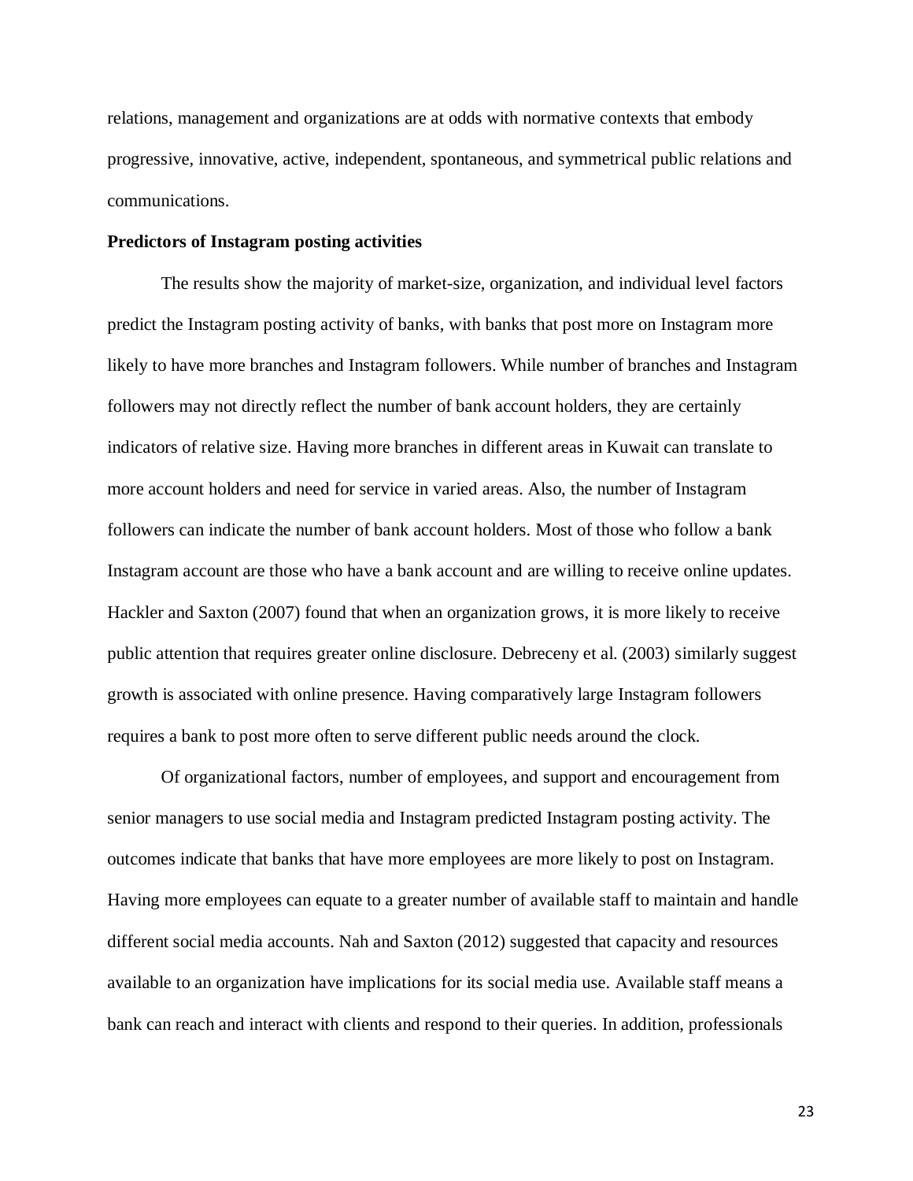relations, management and organizations are at odds with normative contexts that embody progressive, innovative, active, independent, spontaneous, and symmetrical public relations and communications.

**Predictors of Instagram posting activities**

The results show the majority of market-size, organization, and individual level factors predict the Instagram posting activity of banks, with banks that post more on Instagram more likely to have more branches and Instagram followers. While number of branches and Instagram followers may not directly reflect the number of bank account holders, they are certainly indicators of relative size. Having more branches in different areas in Kuwait can translate to more account holders and need for service in varied areas. Also, the number of Instagram followers can indicate the number of bank account holders. Most of those who follow a bank Instagram account are those who have a bank account and are willing to receive online updates. Hackler and Saxton (2007) found that when an organization grows, it is more likely to receive public attention that requires greater online disclosure. Debreceny et al. (2003) similarly suggest growth is associated with online presence. Having comparatively large Instagram followers requires a bank to post more often to serve different public needs around the clock.

Of organizational factors, number of employees, and support and encouragement from senior managers to use social media and Instagram predicted Instagram posting activity. The outcomes indicate that banks that have more employees are more likely to post on Instagram. Having more employees can equate to a greater number of available staff to maintain and handle different social media accounts. Nah and Saxton (2012) suggested that capacity and resources available to an organization have implications for its social media use. Available staff means a bank can reach and interact with clients and respond to their queries. In addition, professionals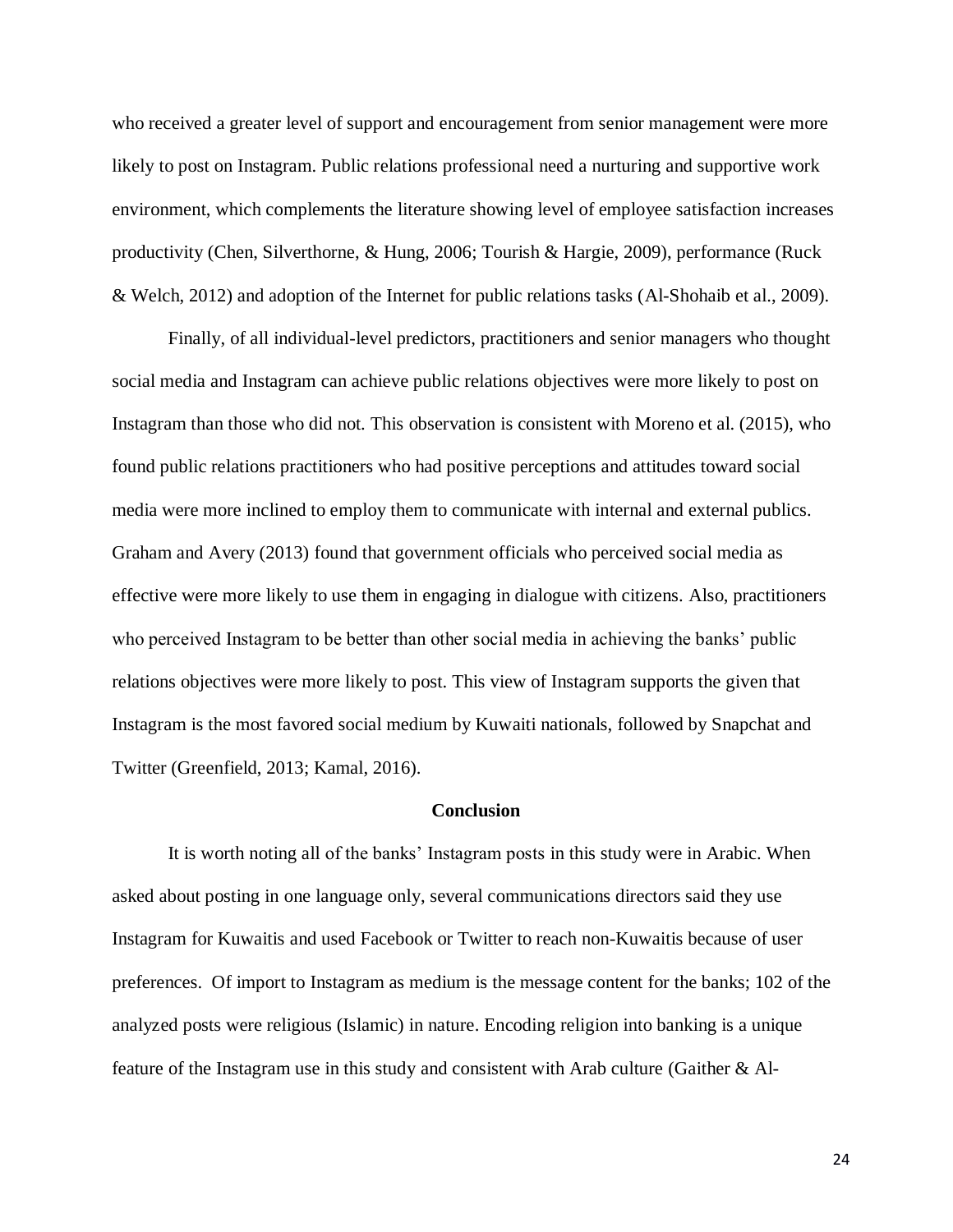who received a greater level of support and encouragement from senior management were more likely to post on Instagram. Public relations professional need a nurturing and supportive work environment, which complements the literature showing level of employee satisfaction increases productivity (Chen, Silverthorne, & Hung, 2006; Tourish & Hargie, 2009), performance (Ruck & Welch, 2012) and adoption of the Internet for public relations tasks (Al-Shohaib et al., 2009).

Finally, of all individual-level predictors, practitioners and senior managers who thought social media and Instagram can achieve public relations objectives were more likely to post on Instagram than those who did not. This observation is consistent with Moreno et al. (2015), who found public relations practitioners who had positive perceptions and attitudes toward social media were more inclined to employ them to communicate with internal and external publics. Graham and Avery (2013) found that government officials who perceived social media as effective were more likely to use them in engaging in dialogue with citizens. Also, practitioners who perceived Instagram to be better than other social media in achieving the banks' public relations objectives were more likely to post. This view of Instagram supports the given that Instagram is the most favored social medium by Kuwaiti nationals, followed by Snapchat and Twitter (Greenfield, 2013; Kamal, 2016).

## Conclusion

It is worth noting all of the banks' Instagram posts in this study were in Arabic. When asked about posting in one language only, several communications directors said they use Instagram for Kuwaitis and used Facebook or Twitter to reach non-Kuwaitis because of user preferences. Of import to Instagram as medium is the message content for the banks; 102 of the analyzed posts were religious (Islamic) in nature. Encoding religion into banking is a unique feature of the Instagram use in this study and consistent with Arab culture (Gaither & Al-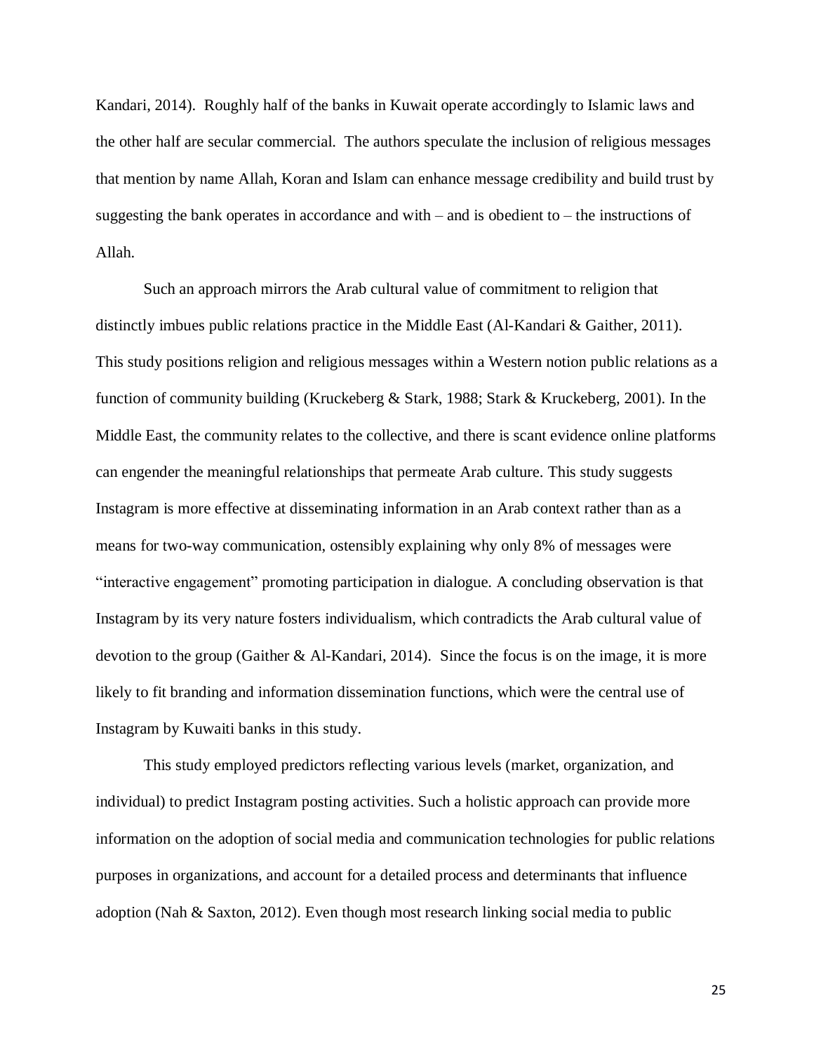Kandari, 2014). Roughly half of the banks in Kuwait operate accordingly to Islamic laws and the other half are secular commercial. The authors speculate the inclusion of religious messages that mention by name Allah, Koran and Islam can enhance message credibility and build trust by suggesting the bank operates in accordance and with – and is obedient to – the instructions of Allah.

Such an approach mirrors the Arab cultural value of commitment to religion that distinctly imbues public relations practice in the Middle East (Al-Kandari & Gaither, 2011). This study positions religion and religious messages within a Western notion public relations as a function of community building (Kruckeberg & Stark, 1988; Stark & Kruckeberg, 2001). In the Middle East, the community relates to the collective, and there is scant evidence online platforms can engender the meaningful relationships that permeate Arab culture. This study suggests Instagram is more effective at disseminating information in an Arab context rather than as a means for two-way communication, ostensibly explaining why only 8% of messages were "interactive engagement" promoting participation in dialogue. A concluding observation is that Instagram by its very nature fosters individualism, which contradicts the Arab cultural value of devotion to the group (Gaither & Al-Kandari, 2014). Since the focus is on the image, it is more likely to fit branding and information dissemination functions, which were the central use of Instagram by Kuwaiti banks in this study.

This study employed predictors reflecting various levels (market, organization, and individual) to predict Instagram posting activities. Such a holistic approach can provide more information on the adoption of social media and communication technologies for public relations purposes in organizations, and account for a detailed process and determinants that influence adoption (Nah & Saxton, 2012). Even though most research linking social media to public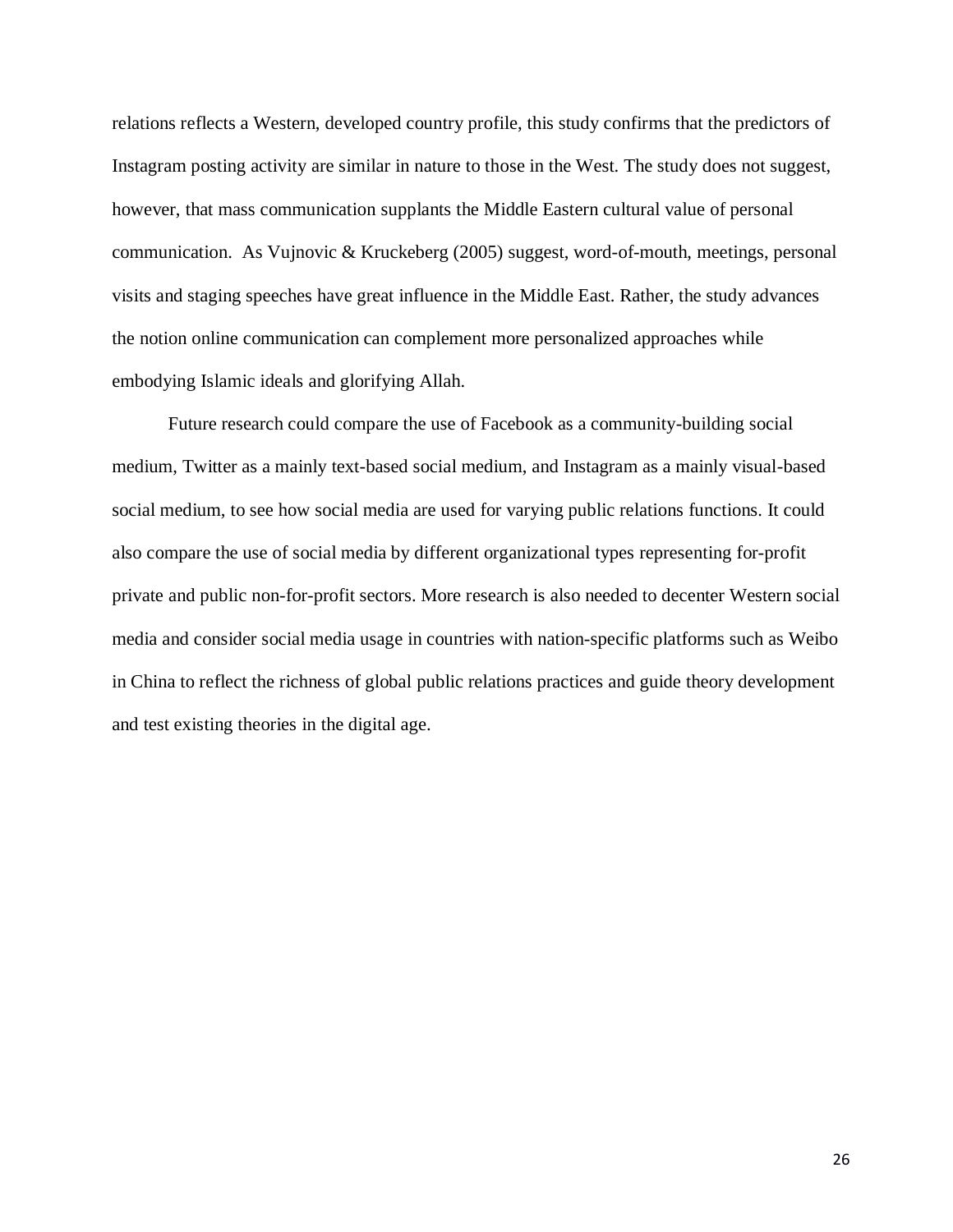relations reflects a Western, developed country profile, this study confirms that the predictors of Instagram posting activity are similar in nature to those in the West. The study does not suggest, however, that mass communication supplants the Middle Eastern cultural value of personal communication. As Vujnovic & Kruckeberg (2005) suggest, word-of-mouth, meetings, personal visits and staging speeches have great influence in the Middle East. Rather, the study advances the notion online communication can complement more personalized approaches while embodying Islamic ideals and glorifying Allah.

Future research could compare the use of Facebook as a community-building social medium, Twitter as a mainly text-based social medium, and Instagram as a mainly visual-based social medium, to see how social media are used for varying public relations functions. It could also compare the use of social media by different organizational types representing for-profit private and public non-for-profit sectors. More research is also needed to decenter Western social media and consider social media usage in countries with nation-specific platforms such as Weibo in China to reflect the richness of global public relations practices and guide theory development and test existing theories in the digital age.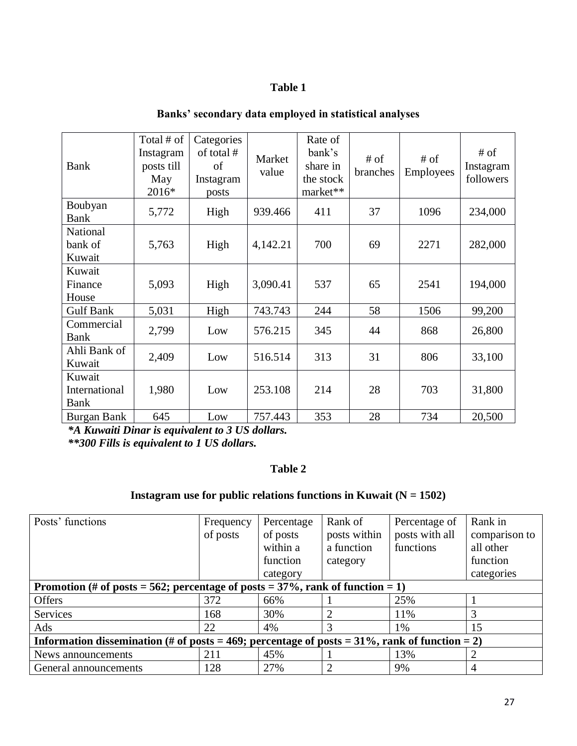## Table 1

### Banks' secondary data employed in statistical analyses

| Bank | Total # of Instagram posts till May 2016* | Categories of total # of Instagram posts | Market value | Rate of bank's share in the stock market** | # of branches | # of Employees | # of Instagram followers |
|---|---|---|---|---|---|---|---|
| Boubyan Bank | 5,772 | High | 939.466 | 411 | 37 | 1096 | 234,000 |
| National bank of Kuwait | 5,763 | High | 4,142.21 | 700 | 69 | 2271 | 282,000 |
| Kuwait Finance House | 5,093 | High | 3,090.41 | 537 | 65 | 2541 | 194,000 |
| Gulf Bank | 5,031 | High | 743.743 | 244 | 58 | 1506 | 99,200 |
| Commercial Bank | 2,799 | Low | 576.215 | 345 | 44 | 868 | 26,800 |
| Ahli Bank of Kuwait | 2,409 | Low | 516.514 | 313 | 31 | 806 | 33,100 |
| Kuwait International Bank | 1,980 | Low | 253.108 | 214 | 28 | 703 | 31,800 |
| Burgan Bank | 645 | Low | 757.443 | 353 | 28 | 734 | 20,500 |

***A Kuwaiti Dinar is equivalent to 3 US dollars.***
***\*\*300 Fills is equivalent to 1 US dollars.***

## Table 2

### Instagram use for public relations functions in Kuwait (N = 1502)

| Posts' functions | Frequency of posts | Percentage of posts within a function category | Rank of posts within a function category | Percentage of posts with all functions | Rank in comparison to all other function categories |
|---|---|---|---|---|---|
| **Promotion (# of posts = 562; percentage of posts = 37%, rank of function = 1)** | | | | | |
| Offers | 372 | 66% | 1 | 25% | 1 |
| Services | 168 | 30% | 2 | 11% | 3 |
| Ads | 22 | 4% | 3 | 1% | 15 |
| **Information dissemination (# of posts = 469; percentage of posts = 31%, rank of function = 2)** | | | | | |
| News announcements | 211 | 45% | 1 | 13% | 2 |
| General announcements | 128 | 27% | 2 | 9% | 4 |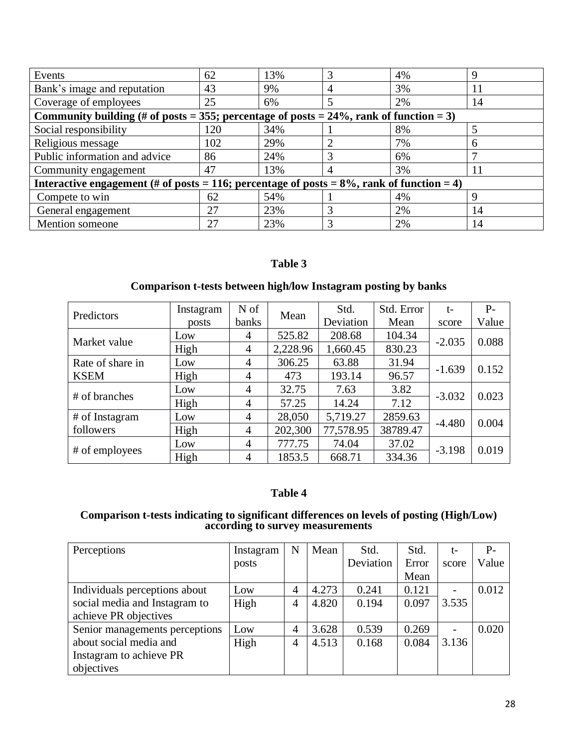| | | | | | |
|---|---|---|---|---|---|
| Events | 62 | 13% | 3 | 4% | 9 |
| Bank's image and reputation | 43 | 9% | 4 | 3% | 11 |
| Coverage of employees | 25 | 6% | 5 | 2% | 14 |
| **Community building (# of posts = 355; percentage of posts = 24%, rank of function = 3)** | | | | | |
| Social responsibility | 120 | 34% | 1 | 8% | 5 |
| Religious message | 102 | 29% | 2 | 7% | 6 |
| Public information and advice | 86 | 24% | 3 | 6% | 7 |
| Community engagement | 47 | 13% | 4 | 3% | 11 |
| **Interactive engagement (# of posts = 116; percentage of posts = 8%, rank of function = 4)** | | | | | |
| Compete to win | 62 | 54% | 1 | 4% | 9 |
| General engagement | 27 | 23% | 3 | 2% | 14 |
| Mention someone | 27 | 23% | 3 | 2% | 14 |

**Table 3**

**Comparison t-tests between high/low Instagram posting by banks**

| Predictors | Instagram posts | N of banks | Mean | Std. Deviation | Std. Error Mean | t-score | P-Value |
|---|---|---|---|---|---|---|---|
| Market value | Low | 4 | 525.82 | 208.68 | 104.34 | -2.035 | 0.088 |
| | High | 4 | 2,228.96 | 1,660.45 | 830.23 | | |
| Rate of share in KSEM | Low | 4 | 306.25 | 63.88 | 31.94 | -1.639 | 0.152 |
| | High | 4 | 473 | 193.14 | 96.57 | | |
| # of branches | Low | 4 | 32.75 | 7.63 | 3.82 | -3.032 | 0.023 |
| | High | 4 | 57.25 | 14.24 | 7.12 | | |
| # of Instagram followers | Low | 4 | 28,050 | 5,719.27 | 2859.63 | -4.480 | 0.004 |
| | High | 4 | 202,300 | 77,578.95 | 38789.47 | | |
| # of employees | Low | 4 | 777.75 | 74.04 | 37.02 | -3.198 | 0.019 |
| | High | 4 | 1853.5 | 668.71 | 334.36 | | |

**Table 4**

**Comparison t-tests indicating to significant differences on levels of posting (High/Low) according to survey measurements**

| Perceptions | Instagram posts | N | Mean | Std. Deviation | Std. Error Mean | t-score | P-Value |
|---|---|---|---|---|---|---|---|
| Individuals perceptions about social media and Instagram to achieve PR objectives | Low | 4 | 4.273 | 0.241 | 0.121 | -3.535 | 0.012 |
| | High | 4 | 4.820 | 0.194 | 0.097 | | |
| Senior managements perceptions about social media and Instagram to achieve PR objectives | Low | 4 | 3.628 | 0.539 | 0.269 | -3.136 | 0.020 |
| | High | 4 | 4.513 | 0.168 | 0.084 | | |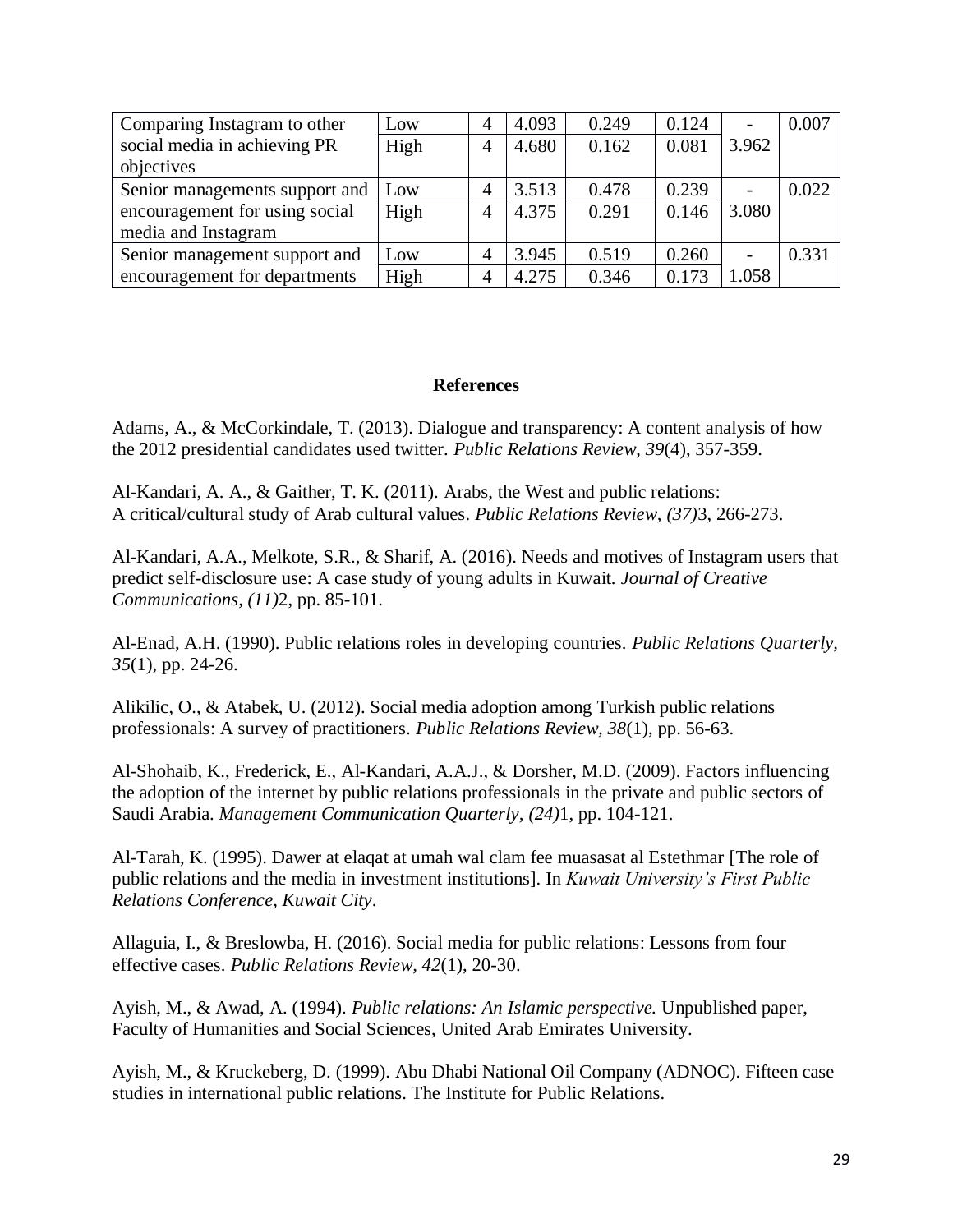| Comparing Instagram to other social media in achieving PR objectives | Low | 4 | 4.093 | 0.249 | 0.124 | -3.962 | 0.007 |
|---|---|---|---|---|---|---|---|
| | High | 4 | 4.680 | 0.162 | 0.081 | | |
| Senior managements support and encouragement for using social media and Instagram | Low | 4 | 3.513 | 0.478 | 0.239 | -3.080 | 0.022 |
| | High | 4 | 4.375 | 0.291 | 0.146 | | |
| Senior management support and encouragement for departments | Low | 4 | 3.945 | 0.519 | 0.260 | -1.058 | 0.331 |
| | High | 4 | 4.275 | 0.346 | 0.173 | | |

## References

Adams, A., & McCorkindale, T. (2013). Dialogue and transparency: A content analysis of how the 2012 presidential candidates used twitter. *Public Relations Review*, *39*(4), 357-359.

Al-Kandari, A. A., & Gaither, T. K. (2011). Arabs, the West and public relations: A critical/cultural study of Arab cultural values. *Public Relations Review, (37)*3, 266-273.

Al-Kandari, A.A., Melkote, S.R., & Sharif, A. (2016). Needs and motives of Instagram users that predict self-disclosure use: A case study of young adults in Kuwait. *Journal of Creative Communications, (11)*2, pp. 85-101.

Al-Enad, A.H. (1990). Public relations roles in developing countries. *Public Relations Quarterly*, *35*(1), pp. 24-26.

Alikilic, O., & Atabek, U. (2012). Social media adoption among Turkish public relations professionals: A survey of practitioners. *Public Relations Review, 38*(1), pp. 56-63.

Al-Shohaib, K., Frederick, E., Al-Kandari, A.A.J., & Dorsher, M.D. (2009). Factors influencing the adoption of the internet by public relations professionals in the private and public sectors of Saudi Arabia. *Management Communication Quarterly, (24)*1, pp. 104-121.

Al-Tarah, K. (1995). Dawer at elaqat at umah wal clam fee muasasat al Estethmar [The role of public relations and the media in investment institutions]. In *Kuwait University's First Public Relations Conference, Kuwait City*.

Allaguia, I., & Breslowba, H. (2016). Social media for public relations: Lessons from four effective cases. *Public Relations Review, 42*(1), 20-30.

Ayish, M., & Awad, A. (1994). *Public relations: An Islamic perspective.* Unpublished paper, Faculty of Humanities and Social Sciences, United Arab Emirates University.

Ayish, M., & Kruckeberg, D. (1999). Abu Dhabi National Oil Company (ADNOC). Fifteen case studies in international public relations. The Institute for Public Relations.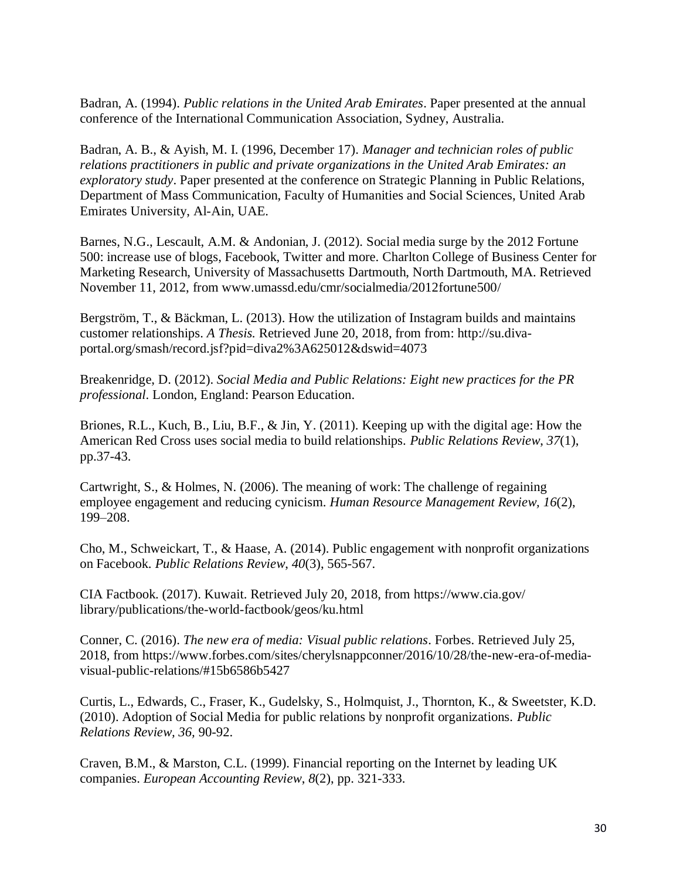Badran, A. (1994). *Public relations in the United Arab Emirates*. Paper presented at the annual conference of the International Communication Association, Sydney, Australia.

Badran, A. B., & Ayish, M. I. (1996, December 17). *Manager and technician roles of public relations practitioners in public and private organizations in the United Arab Emirates: an exploratory study*. Paper presented at the conference on Strategic Planning in Public Relations, Department of Mass Communication, Faculty of Humanities and Social Sciences, United Arab Emirates University, Al-Ain, UAE.

Barnes, N.G., Lescault, A.M. & Andonian, J. (2012). Social media surge by the 2012 Fortune 500: increase use of blogs, Facebook, Twitter and more. Charlton College of Business Center for Marketing Research, University of Massachusetts Dartmouth, North Dartmouth, MA. Retrieved November 11, 2012, from www.umassd.edu/cmr/socialmedia/2012fortune500/

Bergström, T., & Bäckman, L. (2013). How the utilization of Instagram builds and maintains customer relationships. *A Thesis.* Retrieved June 20, 2018, from from: http://su.diva-portal.org/smash/record.jsf?pid=diva2%3A625012&dswid=4073

Breakenridge, D. (2012). *Social Media and Public Relations: Eight new practices for the PR professional*. London, England: Pearson Education.

Briones, R.L., Kuch, B., Liu, B.F., & Jin, Y. (2011). Keeping up with the digital age: How the American Red Cross uses social media to build relationships. *Public Relations Review*, *37*(1), pp.37-43.

Cartwright, S., & Holmes, N. (2006). The meaning of work: The challenge of regaining employee engagement and reducing cynicism. *Human Resource Management Review, 16*(2), 199–208.

Cho, M., Schweickart, T., & Haase, A. (2014). Public engagement with nonprofit organizations on Facebook. *Public Relations Review*, *40*(3), 565-567.

CIA Factbook. (2017). Kuwait. Retrieved July 20, 2018, from https://www.cia.gov/library/publications/the-world-factbook/geos/ku.html

Conner, C. (2016). *The new era of media: Visual public relations*. Forbes. Retrieved July 25, 2018, from https://www.forbes.com/sites/cherylsnappconner/2016/10/28/the-new-era-of-media-visual-public-relations/#15b6586b5427

Curtis, L., Edwards, C., Fraser, K., Gudelsky, S., Holmquist, J., Thornton, K., & Sweetster, K.D. (2010). Adoption of Social Media for public relations by nonprofit organizations. *Public Relations Review, 36,* 90-92.

Craven, B.M., & Marston, C.L. (1999). Financial reporting on the Internet by leading UK companies. *European Accounting Review*, *8*(2), pp. 321-333.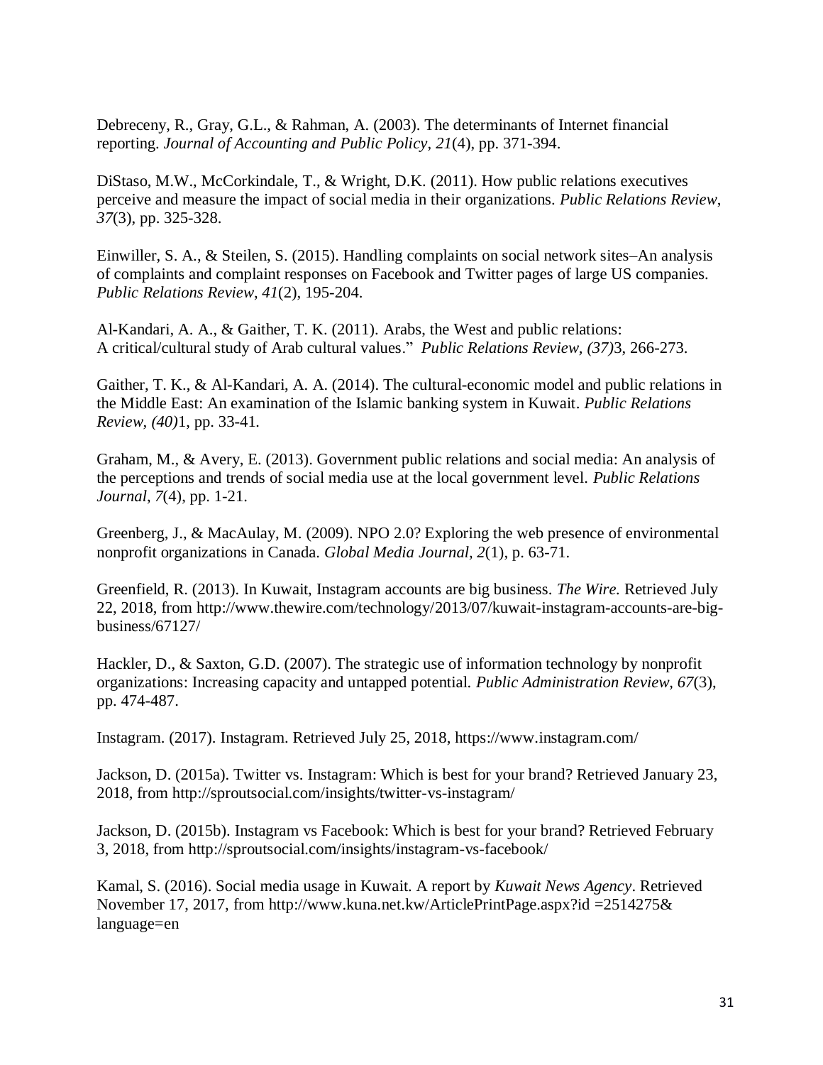Debreceny, R., Gray, G.L., & Rahman, A. (2003). The determinants of Internet financial reporting. *Journal of Accounting and Public Policy*, *21*(4), pp. 371-394.

DiStaso, M.W., McCorkindale, T., & Wright, D.K. (2011). How public relations executives perceive and measure the impact of social media in their organizations. *Public Relations Review*, *37*(3), pp. 325-328.

Einwiller, S. A., & Steilen, S. (2015). Handling complaints on social network sites–An analysis of complaints and complaint responses on Facebook and Twitter pages of large US companies. *Public Relations Review*, *41*(2), 195-204.

Al-Kandari, A. A., & Gaither, T. K. (2011). Arabs, the West and public relations: A critical/cultural study of Arab cultural values." *Public Relations Review, (37)*3, 266-273.

Gaither, T. K., & Al-Kandari, A. A. (2014). The cultural-economic model and public relations in the Middle East: An examination of the Islamic banking system in Kuwait. *Public Relations Review, (40)*1, pp. 33-41.

Graham, M., & Avery, E. (2013). Government public relations and social media: An analysis of the perceptions and trends of social media use at the local government level. *Public Relations Journal*, *7*(4), pp. 1-21.

Greenberg, J., & MacAulay, M. (2009). NPO 2.0? Exploring the web presence of environmental nonprofit organizations in Canada. *Global Media Journal, 2*(1), p. 63-71.

Greenfield, R. (2013). In Kuwait, Instagram accounts are big business. *The Wire.* Retrieved July 22, 2018, from http://www.thewire.com/technology/2013/07/kuwait-instagram-accounts-are-big-business/67127/

Hackler, D., & Saxton, G.D. (2007). The strategic use of information technology by nonprofit organizations: Increasing capacity and untapped potential. *Public Administration Review, 67*(3), pp. 474-487.

Instagram. (2017). Instagram. Retrieved July 25, 2018, https://www.instagram.com/

Jackson, D. (2015a). Twitter vs. Instagram: Which is best for your brand? Retrieved January 23, 2018, from http://sproutsocial.com/insights/twitter-vs-instagram/

Jackson, D. (2015b). Instagram vs Facebook: Which is best for your brand? Retrieved February 3, 2018, from http://sproutsocial.com/insights/instagram-vs-facebook/

Kamal, S. (2016). Social media usage in Kuwait. A report by *Kuwait News Agency*. Retrieved November 17, 2017, from http://www.kuna.net.kw/ArticlePrintPage.aspx?id =2514275& language=en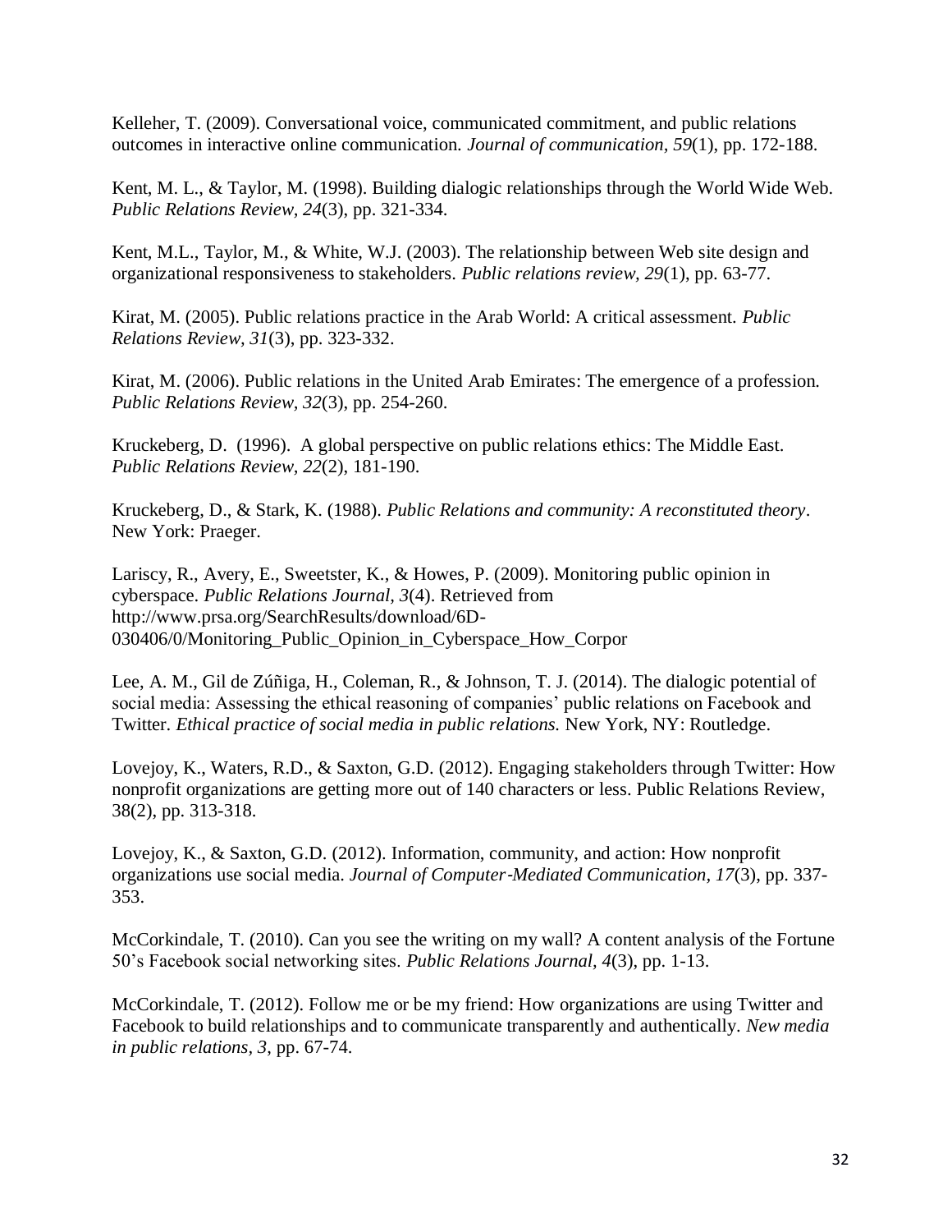Kelleher, T. (2009). Conversational voice, communicated commitment, and public relations outcomes in interactive online communication. *Journal of communication, 59*(1), pp. 172-188.

Kent, M. L., & Taylor, M. (1998). Building dialogic relationships through the World Wide Web. *Public Relations Review, 24*(3), pp. 321-334.

Kent, M.L., Taylor, M., & White, W.J. (2003). The relationship between Web site design and organizational responsiveness to stakeholders. *Public relations review, 29*(1), pp. 63-77.

Kirat, M. (2005). Public relations practice in the Arab World: A critical assessment. *Public Relations Review, 31*(3), pp. 323-332.

Kirat, M. (2006). Public relations in the United Arab Emirates: The emergence of a profession. *Public Relations Review, 32*(3), pp. 254-260.

Kruckeberg, D.  (1996).  A global perspective on public relations ethics: The Middle East. *Public Relations Review, 22*(2), 181-190.

Kruckeberg, D., & Stark, K. (1988). *Public Relations and community: A reconstituted theory*. New York: Praeger.

Lariscy, R., Avery, E., Sweetster, K., & Howes, P. (2009). Monitoring public opinion in cyberspace. *Public Relations Journal, 3*(4). Retrieved from http://www.prsa.org/SearchResults/download/6D-030406/0/Monitoring_Public_Opinion_in_Cyberspace_How_Corpor

Lee, A. M., Gil de Zúñiga, H., Coleman, R., & Johnson, T. J. (2014). The dialogic potential of social media: Assessing the ethical reasoning of companies' public relations on Facebook and Twitter. *Ethical practice of social media in public relations.* New York, NY: Routledge.

Lovejoy, K., Waters, R.D., & Saxton, G.D. (2012). Engaging stakeholders through Twitter: How nonprofit organizations are getting more out of 140 characters or less. Public Relations Review, 38(2), pp. 313-318.

Lovejoy, K., & Saxton, G.D. (2012). Information, community, and action: How nonprofit organizations use social media. *Journal of Computer‐Mediated Communication, 17*(3), pp. 337-353.

McCorkindale, T. (2010). Can you see the writing on my wall? A content analysis of the Fortune 50's Facebook social networking sites. *Public Relations Journal, 4*(3), pp. 1-13.

McCorkindale, T. (2012). Follow me or be my friend: How organizations are using Twitter and Facebook to build relationships and to communicate transparently and authentically. *New media in public relations, 3*, pp. 67-74.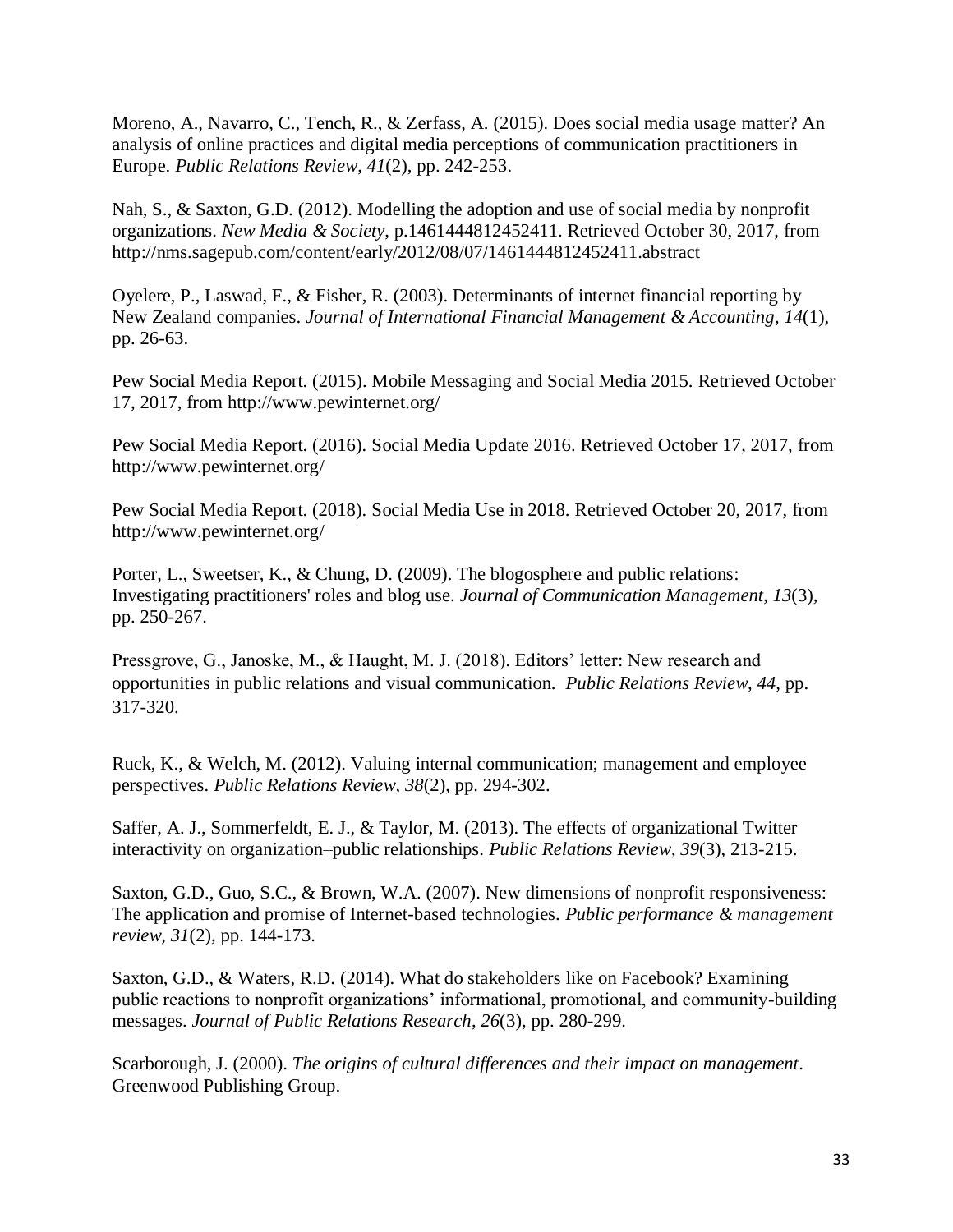Moreno, A., Navarro, C., Tench, R., & Zerfass, A. (2015). Does social media usage matter? An analysis of online practices and digital media perceptions of communication practitioners in Europe. *Public Relations Review*, *41*(2), pp. 242-253.

Nah, S., & Saxton, G.D. (2012). Modelling the adoption and use of social media by nonprofit organizations. *New Media & Society*, p.1461444812452411. Retrieved October 30, 2017, from http://nms.sagepub.com/content/early/2012/08/07/1461444812452411.abstract

Oyelere, P., Laswad, F., & Fisher, R. (2003). Determinants of internet financial reporting by New Zealand companies. *Journal of International Financial Management & Accounting*, *14*(1), pp. 26-63.

Pew Social Media Report. (2015). Mobile Messaging and Social Media 2015. Retrieved October 17, 2017, from http://www.pewinternet.org/

Pew Social Media Report. (2016). Social Media Update 2016. Retrieved October 17, 2017, from http://www.pewinternet.org/

Pew Social Media Report. (2018). Social Media Use in 2018. Retrieved October 20, 2017, from http://www.pewinternet.org/

Porter, L., Sweetser, K., & Chung, D. (2009). The blogosphere and public relations: Investigating practitioners' roles and blog use. *Journal of Communication Management*, *13*(3), pp. 250-267.

Pressgrove, G., Janoske, M., & Haught, M. J. (2018). Editors' letter: New research and opportunities in public relations and visual communication. *Public Relations Review*, *44*, pp. 317-320.

Ruck, K., & Welch, M. (2012). Valuing internal communication; management and employee perspectives. *Public Relations Review*, *38*(2), pp. 294-302.

Saffer, A. J., Sommerfeldt, E. J., & Taylor, M. (2013). The effects of organizational Twitter interactivity on organization–public relationships. *Public Relations Review*, *39*(3), 213-215.

Saxton, G.D., Guo, S.C., & Brown, W.A. (2007). New dimensions of nonprofit responsiveness: The application and promise of Internet-based technologies. *Public performance & management review*, *31*(2), pp. 144-173.

Saxton, G.D., & Waters, R.D. (2014). What do stakeholders like on Facebook? Examining public reactions to nonprofit organizations' informational, promotional, and community-building messages. *Journal of Public Relations Research*, *26*(3), pp. 280-299.

Scarborough, J. (2000). *The origins of cultural differences and their impact on management*. Greenwood Publishing Group.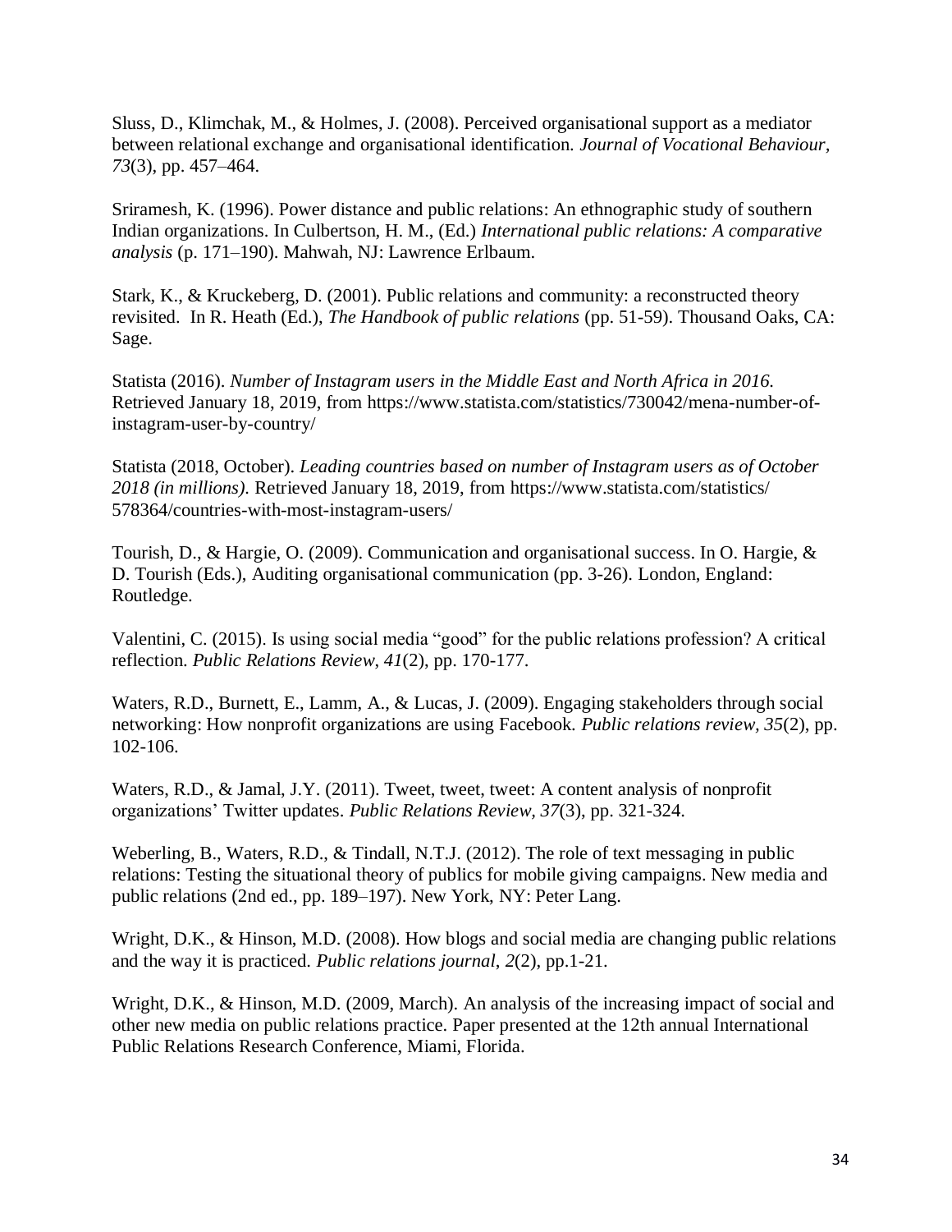Sluss, D., Klimchak, M., & Holmes, J. (2008). Perceived organisational support as a mediator between relational exchange and organisational identification. *Journal of Vocational Behaviour, 73*(3), pp. 457–464.

Sriramesh, K. (1996). Power distance and public relations: An ethnographic study of southern Indian organizations. In Culbertson, H. M., (Ed.) *International public relations: A comparative analysis* (p. 171–190). Mahwah, NJ: Lawrence Erlbaum.

Stark, K., & Kruckeberg, D. (2001). Public relations and community: a reconstructed theory revisited. In R. Heath (Ed.), *The Handbook of public relations* (pp. 51-59). Thousand Oaks, CA: Sage.

Statista (2016). *Number of Instagram users in the Middle East and North Africa in 2016.* Retrieved January 18, 2019, from https://www.statista.com/statistics/730042/mena-number-of-instagram-user-by-country/

Statista (2018, October). *Leading countries based on number of Instagram users as of October 2018 (in millions).* Retrieved January 18, 2019, from https://www.statista.com/statistics/578364/countries-with-most-instagram-users/

Tourish, D., & Hargie, O. (2009). Communication and organisational success. In O. Hargie, & D. Tourish (Eds.), Auditing organisational communication (pp. 3-26). London, England: Routledge.

Valentini, C. (2015). Is using social media "good" for the public relations profession? A critical reflection. *Public Relations Review, 41*(2), pp. 170-177.

Waters, R.D., Burnett, E., Lamm, A., & Lucas, J. (2009). Engaging stakeholders through social networking: How nonprofit organizations are using Facebook. *Public relations review, 35*(2), pp. 102-106.

Waters, R.D., & Jamal, J.Y. (2011). Tweet, tweet, tweet: A content analysis of nonprofit organizations' Twitter updates. *Public Relations Review, 37*(3), pp. 321-324.

Weberling, B., Waters, R.D., & Tindall, N.T.J. (2012). The role of text messaging in public relations: Testing the situational theory of publics for mobile giving campaigns. New media and public relations (2nd ed., pp. 189–197). New York, NY: Peter Lang.

Wright, D.K., & Hinson, M.D. (2008). How blogs and social media are changing public relations and the way it is practiced. *Public relations journal*, *2*(2), pp.1-21.

Wright, D.K., & Hinson, M.D. (2009, March). An analysis of the increasing impact of social and other new media on public relations practice. Paper presented at the 12th annual International Public Relations Research Conference, Miami, Florida.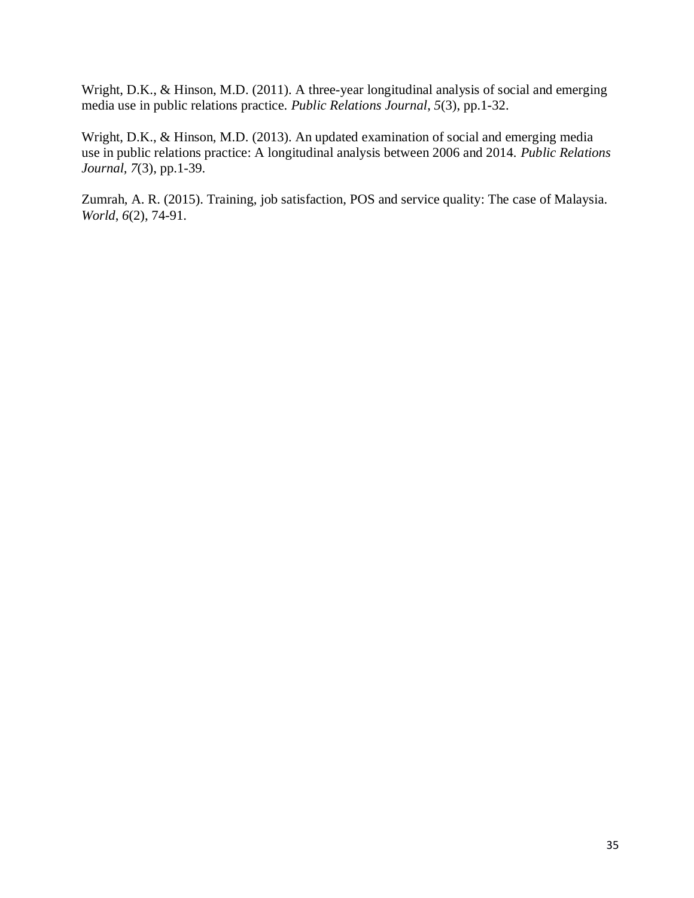Wright, D.K., & Hinson, M.D. (2011). A three-year longitudinal analysis of social and emerging media use in public relations practice. *Public Relations Journal*, *5*(3), pp.1-32.

Wright, D.K., & Hinson, M.D. (2013). An updated examination of social and emerging media use in public relations practice: A longitudinal analysis between 2006 and 2014. *Public Relations Journal*, *7*(3), pp.1-39.

Zumrah, A. R. (2015). Training, job satisfaction, POS and service quality: The case of Malaysia. *World*, *6*(2), 74-91.